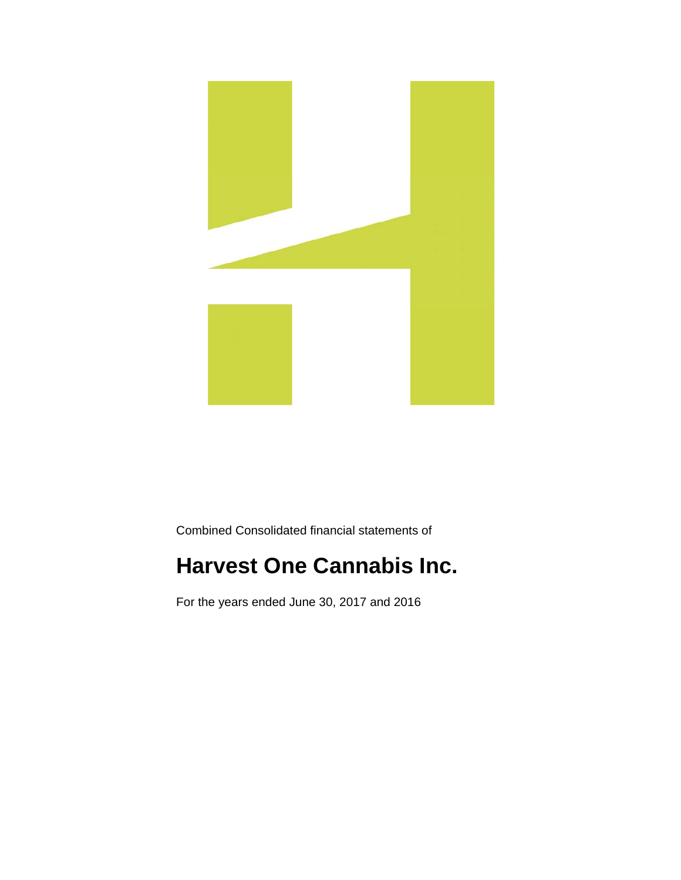Combined Consolidated financial statements of

# Harvest One Cannabis Inc.

For the years ended June 30, 2017 and 2016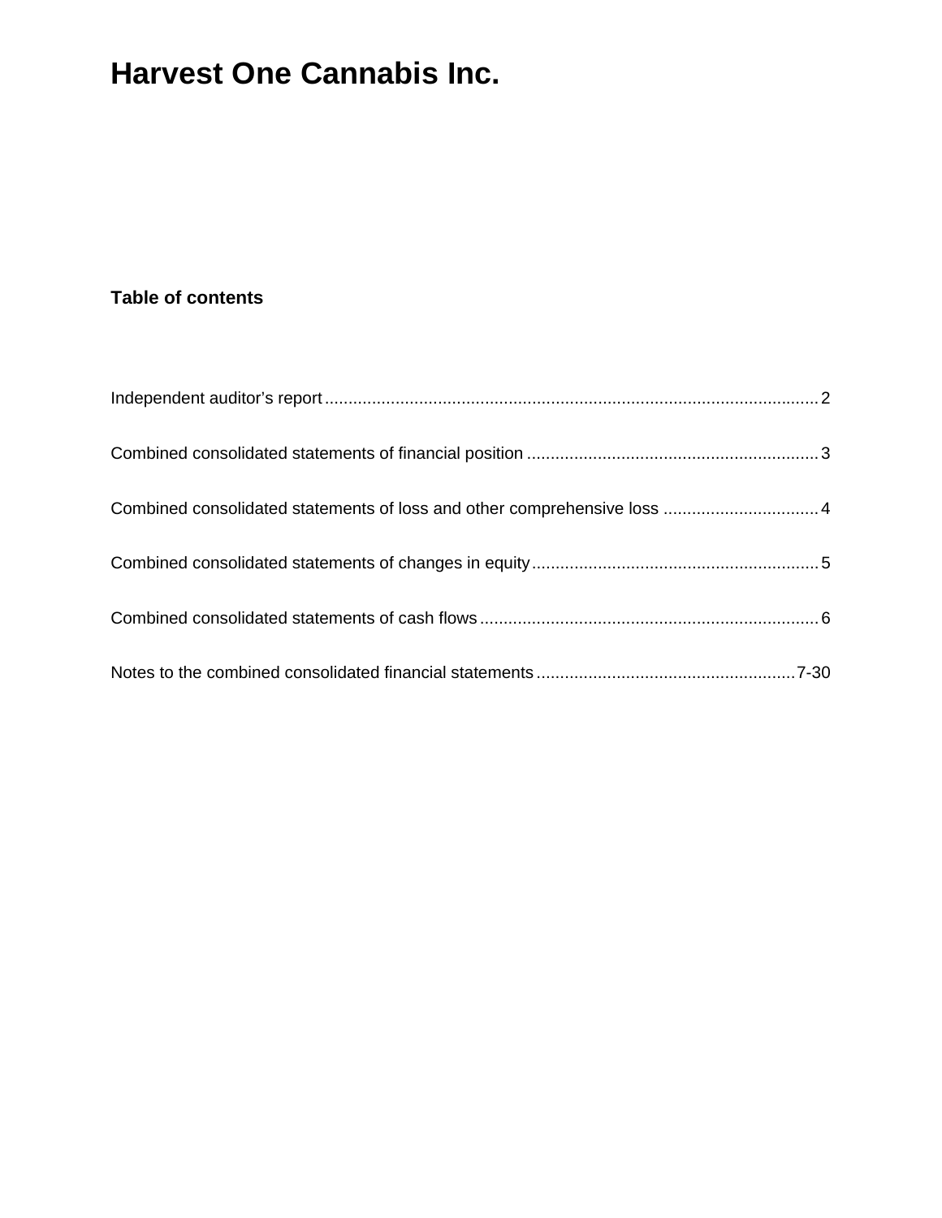# Harvest One Cannabis Inc.

## Table of contents

| | |
|---|---|
| Independent auditor's report | 2 |
| Combined consolidated statements of financial position | 3 |
| Combined consolidated statements of loss and other comprehensive loss | 4 |
| Combined consolidated statements of changes in equity | 5 |
| Combined consolidated statements of cash flows | 6 |
| Notes to the combined consolidated financial statements | 7-30 |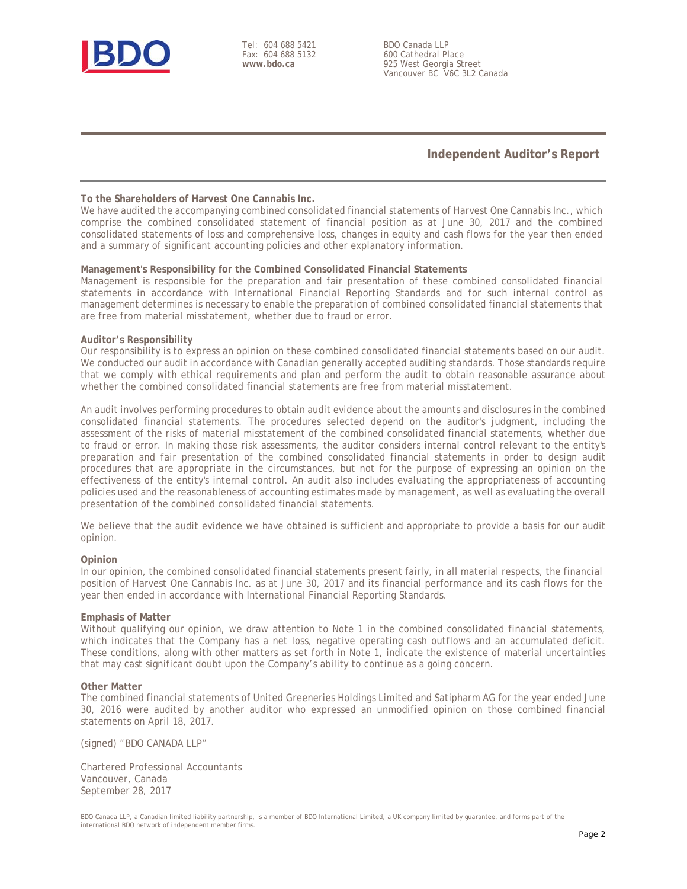Tel: 604 688 5421
Fax: 604 688 5132
**www.bdo.ca**

BDO Canada LLP
600 Cathedral Place
925 West Georgia Street
Vancouver BC V6C 3L2 Canada

## Independent Auditor's Report

**To the Shareholders of Harvest One Cannabis Inc.**

We have audited the accompanying combined consolidated financial statements of Harvest One Cannabis Inc., which comprise the combined consolidated statement of financial position as at June 30, 2017 and the combined consolidated statements of loss and comprehensive loss, changes in equity and cash flows for the year then ended and a summary of significant accounting policies and other explanatory information.

**Management's Responsibility for the Combined Consolidated Financial Statements**

Management is responsible for the preparation and fair presentation of these combined consolidated financial statements in accordance with International Financial Reporting Standards and for such internal control as management determines is necessary to enable the preparation of combined consolidated financial statements that are free from material misstatement, whether due to fraud or error.

**Auditor's Responsibility**

Our responsibility is to express an opinion on these combined consolidated financial statements based on our audit. We conducted our audit in accordance with Canadian generally accepted auditing standards. Those standards require that we comply with ethical requirements and plan and perform the audit to obtain reasonable assurance about whether the combined consolidated financial statements are free from material misstatement.

An audit involves performing procedures to obtain audit evidence about the amounts and disclosures in the combined consolidated financial statements. The procedures selected depend on the auditor's judgment, including the assessment of the risks of material misstatement of the combined consolidated financial statements, whether due to fraud or error. In making those risk assessments, the auditor considers internal control relevant to the entity's preparation and fair presentation of the combined consolidated financial statements in order to design audit procedures that are appropriate in the circumstances, but not for the purpose of expressing an opinion on the effectiveness of the entity's internal control. An audit also includes evaluating the appropriateness of accounting policies used and the reasonableness of accounting estimates made by management, as well as evaluating the overall presentation of the combined consolidated financial statements.

We believe that the audit evidence we have obtained is sufficient and appropriate to provide a basis for our audit opinion.

**Opinion**

In our opinion, the combined consolidated financial statements present fairly, in all material respects, the financial position of Harvest One Cannabis Inc. as at June 30, 2017 and its financial performance and its cash flows for the year then ended in accordance with International Financial Reporting Standards.

**Emphasis of Matter**

Without qualifying our opinion, we draw attention to Note 1 in the combined consolidated financial statements, which indicates that the Company has a net loss, negative operating cash outflows and an accumulated deficit. These conditions, along with other matters as set forth in Note 1, indicate the existence of material uncertainties that may cast significant doubt upon the Company's ability to continue as a going concern.

**Other Matter**

The combined financial statements of United Greeneries Holdings Limited and Satipharm AG for the year ended June 30, 2016 were audited by another auditor who expressed an unmodified opinion on those combined financial statements on April 18, 2017.

(signed) "BDO CANADA LLP"

Chartered Professional Accountants
Vancouver, Canada
September 28, 2017

BDO Canada LLP, a Canadian limited liability partnership, is a member of BDO International Limited, a UK company limited by guarantee, and forms part of the international BDO network of independent member firms.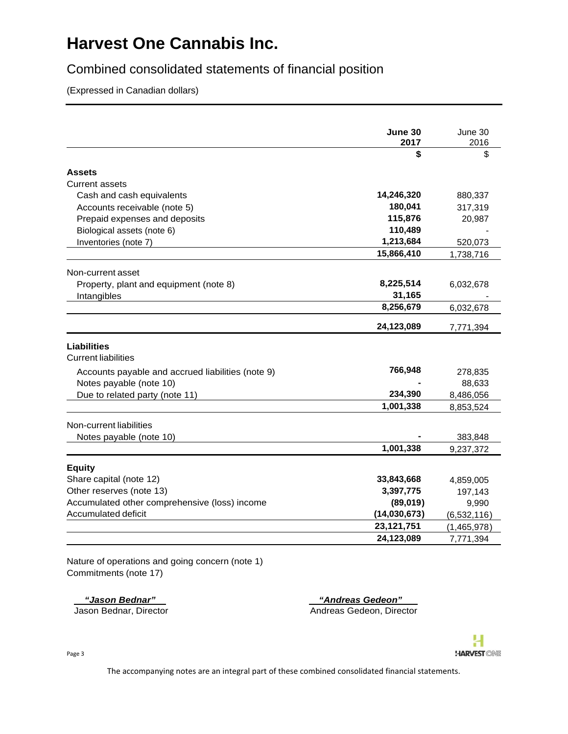# Harvest One Cannabis Inc.

## Combined consolidated statements of financial position

(Expressed in Canadian dollars)

| | **June 30 2017** | June 30 2016 |
|---|---|---|
| | **$** | $ |
| **Assets** | | |
| Current assets | | |
| Cash and cash equivalents | **14,246,320** | 880,337 |
| Accounts receivable (note 5) | **180,041** | 317,319 |
| Prepaid expenses and deposits | **115,876** | 20,987 |
| Biological assets (note 6) | **110,489** | - |
| Inventories (note 7) | **1,213,684** | 520,073 |
| | **15,866,410** | 1,738,716 |
| Non-current asset | | |
| Property, plant and equipment (note 8) | **8,225,514** | 6,032,678 |
| Intangibles | **31,165** | - |
| | **8,256,679** | 6,032,678 |
| | **24,123,089** | 7,771,394 |
| **Liabilities** | | |
| Current liabilities | | |
| Accounts payable and accrued liabilities (note 9) | **766,948** | 278,835 |
| Notes payable (note 10) | **-** | 88,633 |
| Due to related party (note 11) | **234,390** | 8,486,056 |
| | **1,001,338** | 8,853,524 |
| Non-current liabilities | | |
| Notes payable (note 10) | **-** | 383,848 |
| | **1,001,338** | 9,237,372 |
| **Equity** | | |
| Share capital (note 12) | **33,843,668** | 4,859,005 |
| Other reserves (note 13) | **3,397,775** | 197,143 |
| Accumulated other comprehensive (loss) income | **(89,019)** | 9,990 |
| Accumulated deficit | **(14,030,673)** | (6,532,116) |
| | **23,121,751** | (1,465,978) |
| | **24,123,089** | 7,771,394 |

Nature of operations and going concern (note 1)
Commitments (note 17)

***"Jason Bednar"***
Jason Bednar, Director

***"Andreas Gedeon"***
Andreas Gedeon, Director

The accompanying notes are an integral part of these combined consolidated financial statements.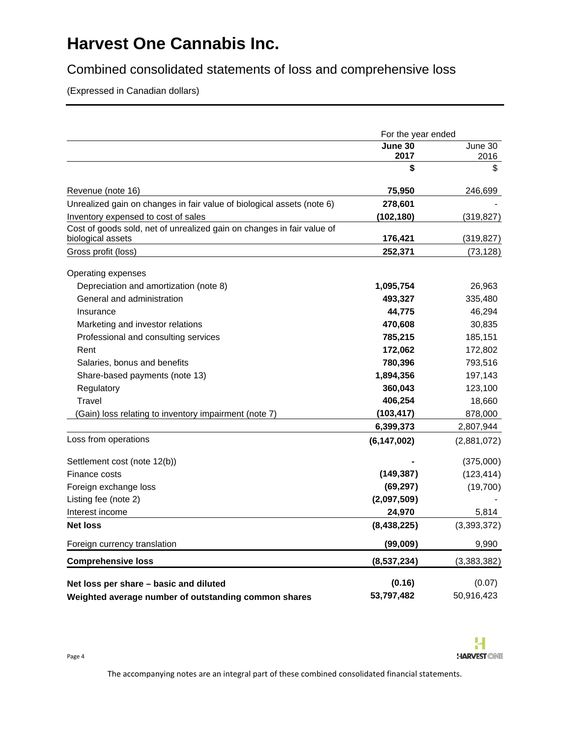# Harvest One Cannabis Inc.

## Combined consolidated statements of loss and comprehensive loss

(Expressed in Canadian dollars)

| | For the year ended | |
|---|---|---|
| | **June 30 2017** | June 30 2016 |
| | **$** | $ |
| Revenue (note 16) | **75,950** | 246,699 |
| Unrealized gain on changes in fair value of biological assets (note 6) | **278,601** | - |
| Inventory expensed to cost of sales | **(102,180)** | (319,827) |
| Cost of goods sold, net of unrealized gain on changes in fair value of biological assets | **176,421** | (319,827) |
| Gross profit (loss) | **252,371** | (73,128) |
| Operating expenses | | |
| Depreciation and amortization (note 8) | **1,095,754** | 26,963 |
| General and administration | **493,327** | 335,480 |
| Insurance | **44,775** | 46,294 |
| Marketing and investor relations | **470,608** | 30,835 |
| Professional and consulting services | **785,215** | 185,151 |
| Rent | **172,062** | 172,802 |
| Salaries, bonus and benefits | **780,396** | 793,516 |
| Share-based payments (note 13) | **1,894,356** | 197,143 |
| Regulatory | **360,043** | 123,100 |
| Travel | **406,254** | 18,660 |
| (Gain) loss relating to inventory impairment (note 7) | **(103,417)** | 878,000 |
| | **6,399,373** | 2,807,944 |
| Loss from operations | **(6,147,002)** | (2,881,072) |
| Settlement cost (note 12(b)) | **-** | (375,000) |
| Finance costs | **(149,387)** | (123,414) |
| Foreign exchange loss | **(69,297)** | (19,700) |
| Listing fee (note 2) | **(2,097,509)** | - |
| Interest income | **24,970** | 5,814 |
| **Net loss** | **(8,438,225)** | (3,393,372) |
| Foreign currency translation | **(99,009)** | 9,990 |
| **Comprehensive loss** | **(8,537,234)** | (3,383,382) |
| **Net loss per share – basic and diluted** | **(0.16)** | (0.07) |
| **Weighted average number of outstanding common shares** | **53,797,482** | 50,916,423 |

The accompanying notes are an integral part of these combined consolidated financial statements.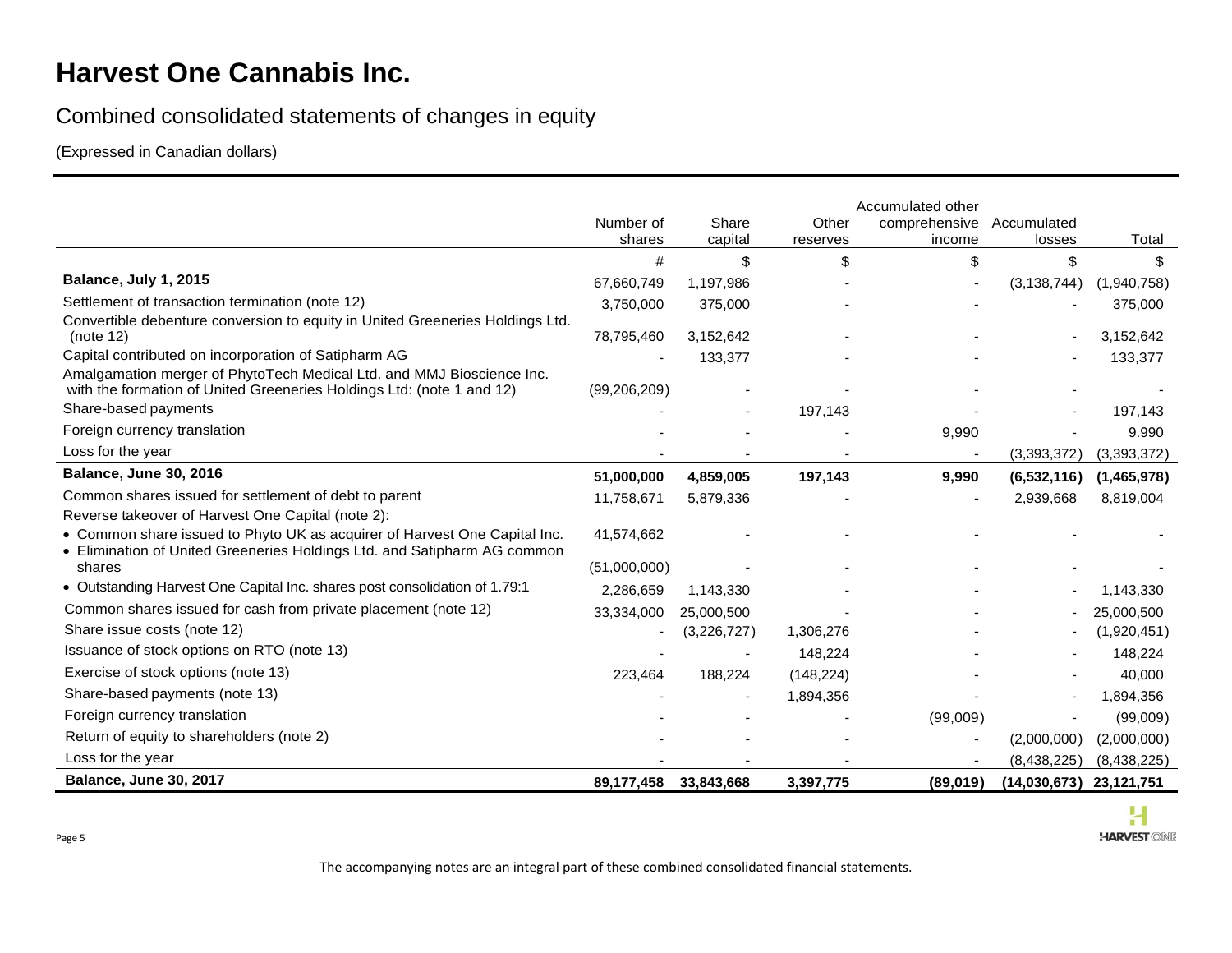# Harvest One Cannabis Inc.

## Combined consolidated statements of changes in equity

(Expressed in Canadian dollars)

| | Number of shares | Share capital | Other reserves | Accumulated other comprehensive income | Accumulated losses | Total |
|---|---|---|---|---|---|---|
| | # | $ | $ | $ | $ | $ |
| **Balance, July 1, 2015** | 67,660,749 | 1,197,986 | - | - | (3,138,744) | (1,940,758) |
| Settlement of transaction termination (note 12) | 3,750,000 | 375,000 | - | - | - | 375,000 |
| Convertible debenture conversion to equity in United Greeneries Holdings Ltd. (note 12) | 78,795,460 | 3,152,642 | - | - | - | 3,152,642 |
| Capital contributed on incorporation of Satipharm AG | - | 133,377 | - | - | - | 133,377 |
| Amalgamation merger of PhytoTech Medical Ltd. and MMJ Bioscience Inc. with the formation of United Greeneries Holdings Ltd: (note 1 and 12) | (99,206,209) | - | - | - | - | - |
| Share-based payments | - | - | 197,143 | - | - | 197,143 |
| Foreign currency translation | - | - | - | 9,990 | - | 9.990 |
| Loss for the year | - | - | - | - | (3,393,372) | (3,393,372) |
| **Balance, June 30, 2016** | **51,000,000** | **4,859,005** | **197,143** | **9,990** | **(6,532,116)** | **(1,465,978)** |
| Common shares issued for settlement of debt to parent | 11,758,671 | 5,879,336 | - | - | 2,939,668 | 8,819,004 |
| Reverse takeover of Harvest One Capital (note 2): | | | | | | |
| • Common share issued to Phyto UK as acquirer of Harvest One Capital Inc. | 41,574,662 | - | - | - | - | - |
| • Elimination of United Greeneries Holdings Ltd. and Satipharm AG common shares | (51,000,000) | - | - | - | - | - |
| • Outstanding Harvest One Capital Inc. shares post consolidation of 1.79:1 | 2,286,659 | 1,143,330 | - | - | - | 1,143,330 |
| Common shares issued for cash from private placement (note 12) | 33,334,000 | 25,000,500 | - | - | - | 25,000,500 |
| Share issue costs (note 12) | - | (3,226,727) | 1,306,276 | - | - | (1,920,451) |
| Issuance of stock options on RTO (note 13) | - | - | 148,224 | - | - | 148,224 |
| Exercise of stock options (note 13) | 223,464 | 188,224 | (148,224) | - | - | 40,000 |
| Share-based payments (note 13) | - | - | 1,894,356 | - | - | 1,894,356 |
| Foreign currency translation | - | - | - | (99,009) | - | (99,009) |
| Return of equity to shareholders (note 2) | - | - | - | - | (2,000,000) | (2,000,000) |
| Loss for the year | - | - | - | - | (8,438,225) | (8,438,225) |
| **Balance, June 30, 2017** | **89,177,458** | **33,843,668** | **3,397,775** | **(89,019)** | **(14,030,673)** | **23,121,751** |

The accompanying notes are an integral part of these combined consolidated financial statements.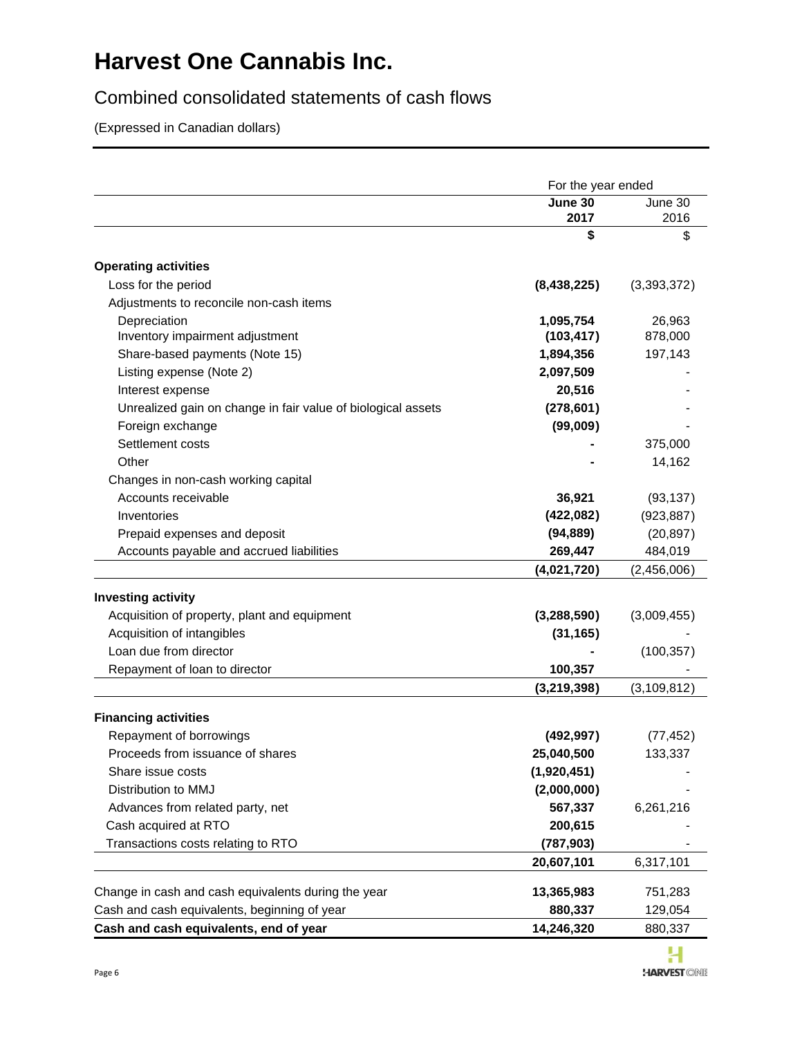# Harvest One Cannabis Inc.

## Combined consolidated statements of cash flows

(Expressed in Canadian dollars)

| | For the year ended | |
|---|---|---|
| | **June 30 2017** | June 30 2016 |
| | **$** | $ |
| **Operating activities** | | |
| Loss for the period | **(8,438,225)** | (3,393,372) |
| Adjustments to reconcile non-cash items | | |
| Depreciation | **1,095,754** | 26,963 |
| Inventory impairment adjustment | **(103,417)** | 878,000 |
| Share-based payments (Note 15) | **1,894,356** | 197,143 |
| Listing expense (Note 2) | **2,097,509** | - |
| Interest expense | **20,516** | - |
| Unrealized gain on change in fair value of biological assets | **(278,601)** | - |
| Foreign exchange | **(99,009)** | - |
| Settlement costs | **-** | 375,000 |
| Other | **-** | 14,162 |
| Changes in non-cash working capital | | |
| Accounts receivable | **36,921** | (93,137) |
| Inventories | **(422,082)** | (923,887) |
| Prepaid expenses and deposit | **(94,889)** | (20,897) |
| Accounts payable and accrued liabilities | **269,447** | 484,019 |
| | **(4,021,720)** | (2,456,006) |
| **Investing activity** | | |
| Acquisition of property, plant and equipment | **(3,288,590)** | (3,009,455) |
| Acquisition of intangibles | **(31,165)** | - |
| Loan due from director | **-** | (100,357) |
| Repayment of loan to director | **100,357** | - |
| | **(3,219,398)** | (3,109,812) |
| **Financing activities** | | |
| Repayment of borrowings | **(492,997)** | (77,452) |
| Proceeds from issuance of shares | **25,040,500** | 133,337 |
| Share issue costs | **(1,920,451)** | - |
| Distribution to MMJ | **(2,000,000)** | - |
| Advances from related party, net | **567,337** | 6,261,216 |
| Cash acquired at RTO | **200,615** | - |
| Transactions costs relating to RTO | **(787,903)** | - |
| | **20,607,101** | 6,317,101 |
| Change in cash and cash equivalents during the year | **13,365,983** | 751,283 |
| Cash and cash equivalents, beginning of year | **880,337** | 129,054 |
| **Cash and cash equivalents, end of year** | **14,246,320** | 880,337 |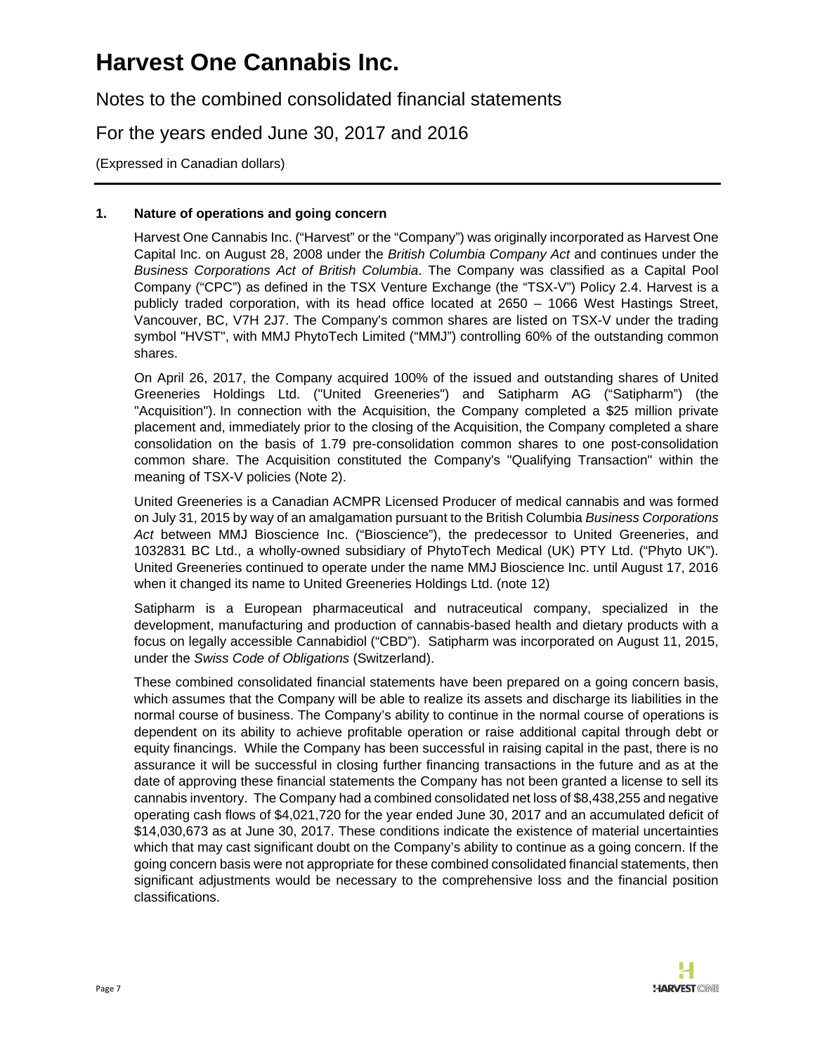# Harvest One Cannabis Inc.

Notes to the combined consolidated financial statements

For the years ended June 30, 2017 and 2016

(Expressed in Canadian dollars)

## 1. Nature of operations and going concern

Harvest One Cannabis Inc. ("Harvest" or the "Company") was originally incorporated as Harvest One Capital Inc. on August 28, 2008 under the *British Columbia Company Act* and continues under the *Business Corporations Act of British Columbia*. The Company was classified as a Capital Pool Company ("CPC") as defined in the TSX Venture Exchange (the "TSX-V") Policy 2.4. Harvest is a publicly traded corporation, with its head office located at 2650 – 1066 West Hastings Street, Vancouver, BC, V7H 2J7. The Company's common shares are listed on TSX-V under the trading symbol "HVST", with MMJ PhytoTech Limited ("MMJ") controlling 60% of the outstanding common shares.

On April 26, 2017, the Company acquired 100% of the issued and outstanding shares of United Greeneries Holdings Ltd. ("United Greeneries") and Satipharm AG ("Satipharm") (the "Acquisition"). In connection with the Acquisition, the Company completed a $25 million private placement and, immediately prior to the closing of the Acquisition, the Company completed a share consolidation on the basis of 1.79 pre-consolidation common shares to one post-consolidation common share. The Acquisition constituted the Company's "Qualifying Transaction" within the meaning of TSX-V policies (Note 2).

United Greeneries is a Canadian ACMPR Licensed Producer of medical cannabis and was formed on July 31, 2015 by way of an amalgamation pursuant to the British Columbia *Business Corporations Act* between MMJ Bioscience Inc. ("Bioscience"), the predecessor to United Greeneries, and 1032831 BC Ltd., a wholly-owned subsidiary of PhytoTech Medical (UK) PTY Ltd. ("Phyto UK"). United Greeneries continued to operate under the name MMJ Bioscience Inc. until August 17, 2016 when it changed its name to United Greeneries Holdings Ltd. (note 12)

Satipharm is a European pharmaceutical and nutraceutical company, specialized in the development, manufacturing and production of cannabis-based health and dietary products with a focus on legally accessible Cannabidiol ("CBD"). Satipharm was incorporated on August 11, 2015, under the *Swiss Code of Obligations* (Switzerland).

These combined consolidated financial statements have been prepared on a going concern basis, which assumes that the Company will be able to realize its assets and discharge its liabilities in the normal course of business. The Company's ability to continue in the normal course of operations is dependent on its ability to achieve profitable operation or raise additional capital through debt or equity financings. While the Company has been successful in raising capital in the past, there is no assurance it will be successful in closing further financing transactions in the future and as at the date of approving these financial statements the Company has not been granted a license to sell its cannabis inventory. The Company had a combined consolidated net loss of $8,438,255 and negative operating cash flows of $4,021,720 for the year ended June 30, 2017 and an accumulated deficit of $14,030,673 as at June 30, 2017. These conditions indicate the existence of material uncertainties which that may cast significant doubt on the Company's ability to continue as a going concern. If the going concern basis were not appropriate for these combined consolidated financial statements, then significant adjustments would be necessary to the comprehensive loss and the financial position classifications.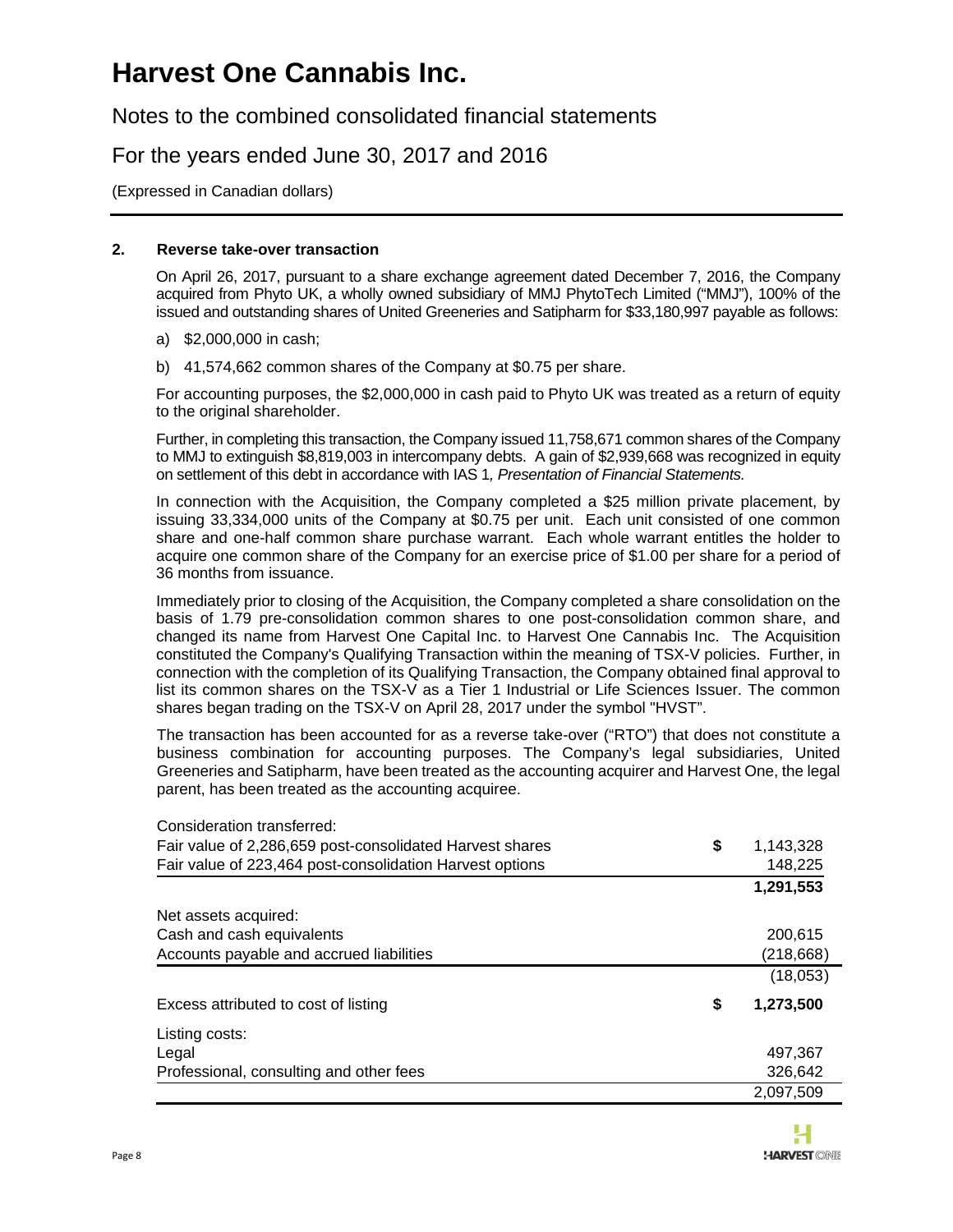## 2. Reverse take-over transaction

On April 26, 2017, pursuant to a share exchange agreement dated December 7, 2016, the Company acquired from Phyto UK, a wholly owned subsidiary of MMJ PhytoTech Limited ("MMJ"), 100% of the issued and outstanding shares of United Greeneries and Satipharm for $33,180,997 payable as follows:

a) $2,000,000 in cash;

b) 41,574,662 common shares of the Company at $0.75 per share.

For accounting purposes, the $2,000,000 in cash paid to Phyto UK was treated as a return of equity to the original shareholder.

Further, in completing this transaction, the Company issued 11,758,671 common shares of the Company to MMJ to extinguish $8,819,003 in intercompany debts. A gain of $2,939,668 was recognized in equity on settlement of this debt in accordance with IAS 1*, Presentation of Financial Statements.*

In connection with the Acquisition, the Company completed a $25 million private placement, by issuing 33,334,000 units of the Company at $0.75 per unit. Each unit consisted of one common share and one-half common share purchase warrant. Each whole warrant entitles the holder to acquire one common share of the Company for an exercise price of $1.00 per share for a period of 36 months from issuance.

Immediately prior to closing of the Acquisition, the Company completed a share consolidation on the basis of 1.79 pre-consolidation common shares to one post-consolidation common share, and changed its name from Harvest One Capital Inc. to Harvest One Cannabis Inc. The Acquisition constituted the Company's Qualifying Transaction within the meaning of TSX-V policies. Further, in connection with the completion of its Qualifying Transaction, the Company obtained final approval to list its common shares on the TSX-V as a Tier 1 Industrial or Life Sciences Issuer. The common shares began trading on the TSX-V on April 28, 2017 under the symbol "HVST".

The transaction has been accounted for as a reverse take-over ("RTO") that does not constitute a business combination for accounting purposes. The Company's legal subsidiaries, United Greeneries and Satipharm, have been treated as the accounting acquirer and Harvest One, the legal parent, has been treated as the accounting acquiree.

| | | |
|---|---|---|
| Consideration transferred: | | |
| Fair value of 2,286,659 post-consolidated Harvest shares | $ | 1,143,328 |
| Fair value of 223,464 post-consolidation Harvest options | | 148,225 |
| | | **1,291,553** |
| Net assets acquired: | | |
| Cash and cash equivalents | | 200,615 |
| Accounts payable and accrued liabilities | | (218,668) |
| | | (18,053) |
| Excess attributed to cost of listing | **$** | **1,273,500** |
| Listing costs: | | |
| Legal | | 497,367 |
| Professional, consulting and other fees | | 326,642 |
| | | 2,097,509 |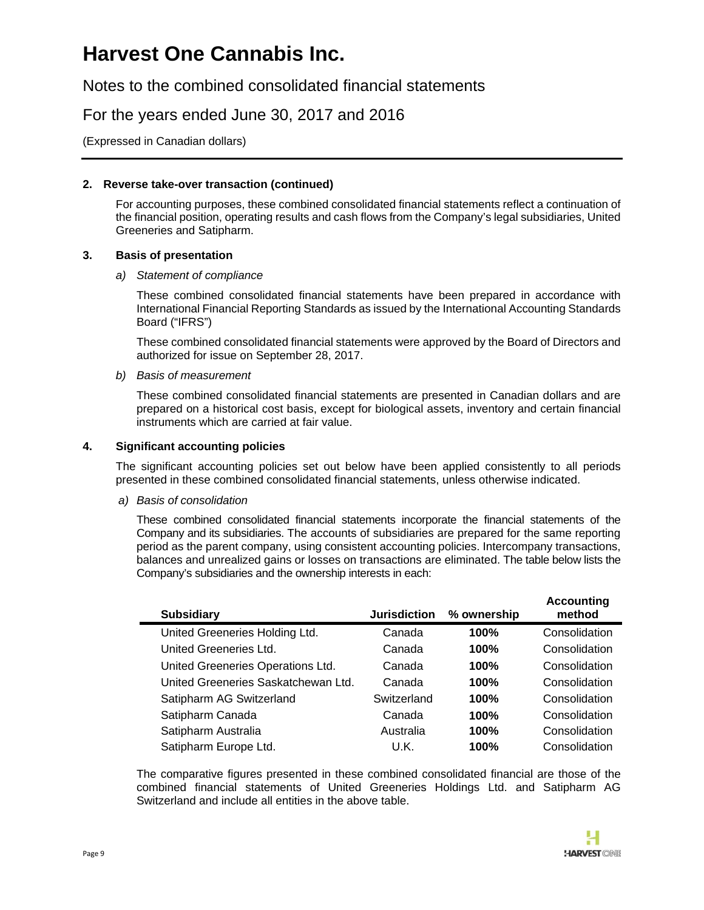**2. Reverse take-over transaction (continued)**

For accounting purposes, these combined consolidated financial statements reflect a continuation of the financial position, operating results and cash flows from the Company's legal subsidiaries, United Greeneries and Satipharm.

**3. Basis of presentation**

*a) Statement of compliance*

These combined consolidated financial statements have been prepared in accordance with International Financial Reporting Standards as issued by the International Accounting Standards Board ("IFRS")

These combined consolidated financial statements were approved by the Board of Directors and authorized for issue on September 28, 2017.

*b) Basis of measurement*

These combined consolidated financial statements are presented in Canadian dollars and are prepared on a historical cost basis, except for biological assets, inventory and certain financial instruments which are carried at fair value.

**4. Significant accounting policies**

The significant accounting policies set out below have been applied consistently to all periods presented in these combined consolidated financial statements, unless otherwise indicated.

*a) Basis of consolidation*

These combined consolidated financial statements incorporate the financial statements of the Company and its subsidiaries. The accounts of subsidiaries are prepared for the same reporting period as the parent company, using consistent accounting policies. Intercompany transactions, balances and unrealized gains or losses on transactions are eliminated. The table below lists the Company's subsidiaries and the ownership interests in each:

| Subsidiary | Jurisdiction | % ownership | Accounting method |
|---|---|---|---|
| United Greeneries Holding Ltd. | Canada | **100%** | Consolidation |
| United Greeneries Ltd. | Canada | **100%** | Consolidation |
| United Greeneries Operations Ltd. | Canada | **100%** | Consolidation |
| United Greeneries Saskatchewan Ltd. | Canada | **100%** | Consolidation |
| Satipharm AG Switzerland | Switzerland | **100%** | Consolidation |
| Satipharm Canada | Canada | **100%** | Consolidation |
| Satipharm Australia | Australia | **100%** | Consolidation |
| Satipharm Europe Ltd. | U.K. | **100%** | Consolidation |

The comparative figures presented in these combined consolidated financial are those of the combined financial statements of United Greeneries Holdings Ltd. and Satipharm AG Switzerland and include all entities in the above table.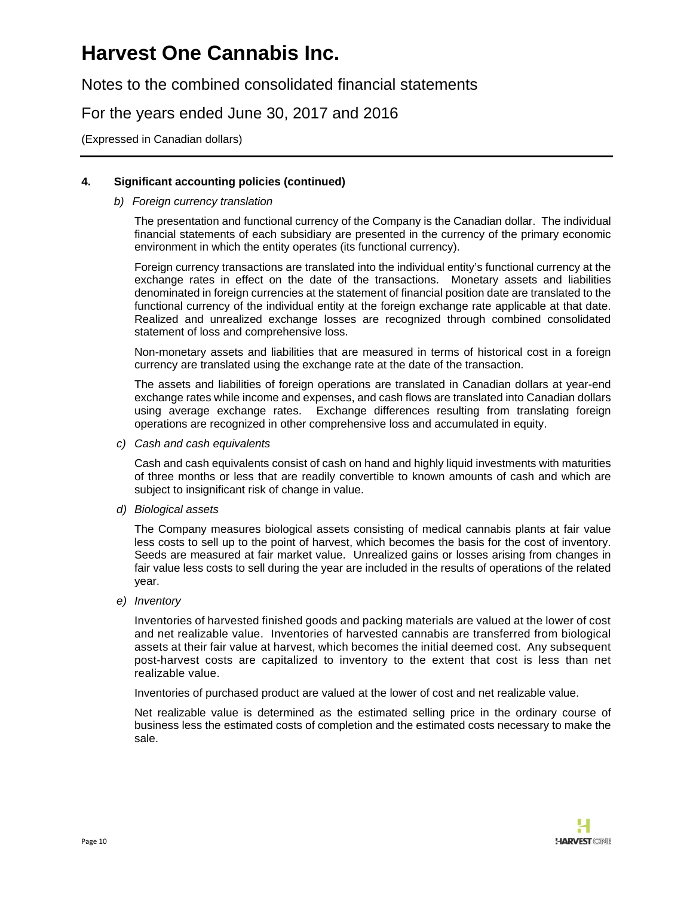### 4. Significant accounting policies (continued)

*b) Foreign currency translation*

The presentation and functional currency of the Company is the Canadian dollar. The individual financial statements of each subsidiary are presented in the currency of the primary economic environment in which the entity operates (its functional currency).

Foreign currency transactions are translated into the individual entity's functional currency at the exchange rates in effect on the date of the transactions. Monetary assets and liabilities denominated in foreign currencies at the statement of financial position date are translated to the functional currency of the individual entity at the foreign exchange rate applicable at that date. Realized and unrealized exchange losses are recognized through combined consolidated statement of loss and comprehensive loss.

Non-monetary assets and liabilities that are measured in terms of historical cost in a foreign currency are translated using the exchange rate at the date of the transaction.

The assets and liabilities of foreign operations are translated in Canadian dollars at year-end exchange rates while income and expenses, and cash flows are translated into Canadian dollars using average exchange rates. Exchange differences resulting from translating foreign operations are recognized in other comprehensive loss and accumulated in equity.

*c) Cash and cash equivalents*

Cash and cash equivalents consist of cash on hand and highly liquid investments with maturities of three months or less that are readily convertible to known amounts of cash and which are subject to insignificant risk of change in value.

*d) Biological assets*

The Company measures biological assets consisting of medical cannabis plants at fair value less costs to sell up to the point of harvest, which becomes the basis for the cost of inventory. Seeds are measured at fair market value. Unrealized gains or losses arising from changes in fair value less costs to sell during the year are included in the results of operations of the related year.

*e) Inventory*

Inventories of harvested finished goods and packing materials are valued at the lower of cost and net realizable value. Inventories of harvested cannabis are transferred from biological assets at their fair value at harvest, which becomes the initial deemed cost. Any subsequent post-harvest costs are capitalized to inventory to the extent that cost is less than net realizable value.

Inventories of purchased product are valued at the lower of cost and net realizable value.

Net realizable value is determined as the estimated selling price in the ordinary course of business less the estimated costs of completion and the estimated costs necessary to make the sale.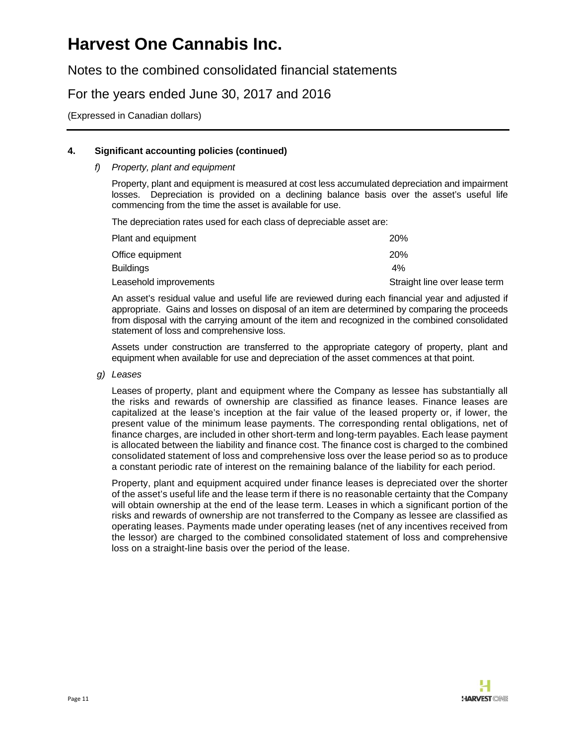## 4. Significant accounting policies (continued)

*f) Property, plant and equipment*

Property, plant and equipment is measured at cost less accumulated depreciation and impairment losses. Depreciation is provided on a declining balance basis over the asset's useful life commencing from the time the asset is available for use.

The depreciation rates used for each class of depreciable asset are:

| | |
|---|---|
| Plant and equipment | 20% |
| Office equipment | 20% |
| Buildings | 4% |
| Leasehold improvements | Straight line over lease term |

An asset's residual value and useful life are reviewed during each financial year and adjusted if appropriate. Gains and losses on disposal of an item are determined by comparing the proceeds from disposal with the carrying amount of the item and recognized in the combined consolidated statement of loss and comprehensive loss.

Assets under construction are transferred to the appropriate category of property, plant and equipment when available for use and depreciation of the asset commences at that point.

*g) Leases*

Leases of property, plant and equipment where the Company as lessee has substantially all the risks and rewards of ownership are classified as finance leases. Finance leases are capitalized at the lease's inception at the fair value of the leased property or, if lower, the present value of the minimum lease payments. The corresponding rental obligations, net of finance charges, are included in other short-term and long-term payables. Each lease payment is allocated between the liability and finance cost. The finance cost is charged to the combined consolidated statement of loss and comprehensive loss over the lease period so as to produce a constant periodic rate of interest on the remaining balance of the liability for each period.

Property, plant and equipment acquired under finance leases is depreciated over the shorter of the asset's useful life and the lease term if there is no reasonable certainty that the Company will obtain ownership at the end of the lease term. Leases in which a significant portion of the risks and rewards of ownership are not transferred to the Company as lessee are classified as operating leases. Payments made under operating leases (net of any incentives received from the lessor) are charged to the combined consolidated statement of loss and comprehensive loss on a straight-line basis over the period of the lease.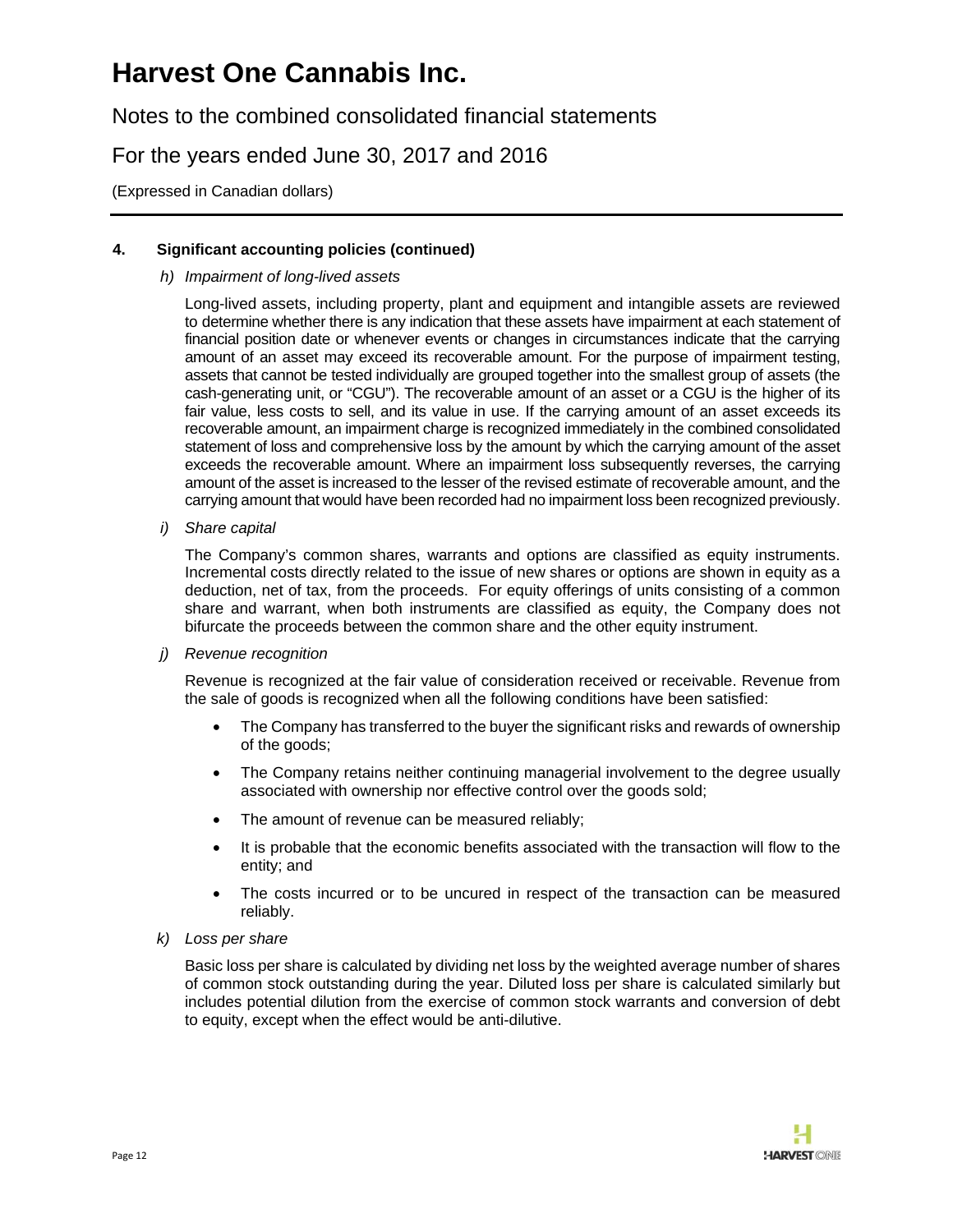### 4. Significant accounting policies (continued)

*h) Impairment of long-lived assets*

Long-lived assets, including property, plant and equipment and intangible assets are reviewed to determine whether there is any indication that these assets have impairment at each statement of financial position date or whenever events or changes in circumstances indicate that the carrying amount of an asset may exceed its recoverable amount. For the purpose of impairment testing, assets that cannot be tested individually are grouped together into the smallest group of assets (the cash-generating unit, or "CGU"). The recoverable amount of an asset or a CGU is the higher of its fair value, less costs to sell, and its value in use. If the carrying amount of an asset exceeds its recoverable amount, an impairment charge is recognized immediately in the combined consolidated statement of loss and comprehensive loss by the amount by which the carrying amount of the asset exceeds the recoverable amount. Where an impairment loss subsequently reverses, the carrying amount of the asset is increased to the lesser of the revised estimate of recoverable amount, and the carrying amount that would have been recorded had no impairment loss been recognized previously.

*i) Share capital*

The Company's common shares, warrants and options are classified as equity instruments. Incremental costs directly related to the issue of new shares or options are shown in equity as a deduction, net of tax, from the proceeds. For equity offerings of units consisting of a common share and warrant, when both instruments are classified as equity, the Company does not bifurcate the proceeds between the common share and the other equity instrument.

*j) Revenue recognition*

Revenue is recognized at the fair value of consideration received or receivable. Revenue from the sale of goods is recognized when all the following conditions have been satisfied:

- The Company has transferred to the buyer the significant risks and rewards of ownership of the goods;
- The Company retains neither continuing managerial involvement to the degree usually associated with ownership nor effective control over the goods sold;
- The amount of revenue can be measured reliably;
- It is probable that the economic benefits associated with the transaction will flow to the entity; and
- The costs incurred or to be uncured in respect of the transaction can be measured reliably.

*k) Loss per share*

Basic loss per share is calculated by dividing net loss by the weighted average number of shares of common stock outstanding during the year. Diluted loss per share is calculated similarly but includes potential dilution from the exercise of common stock warrants and conversion of debt to equity, except when the effect would be anti-dilutive.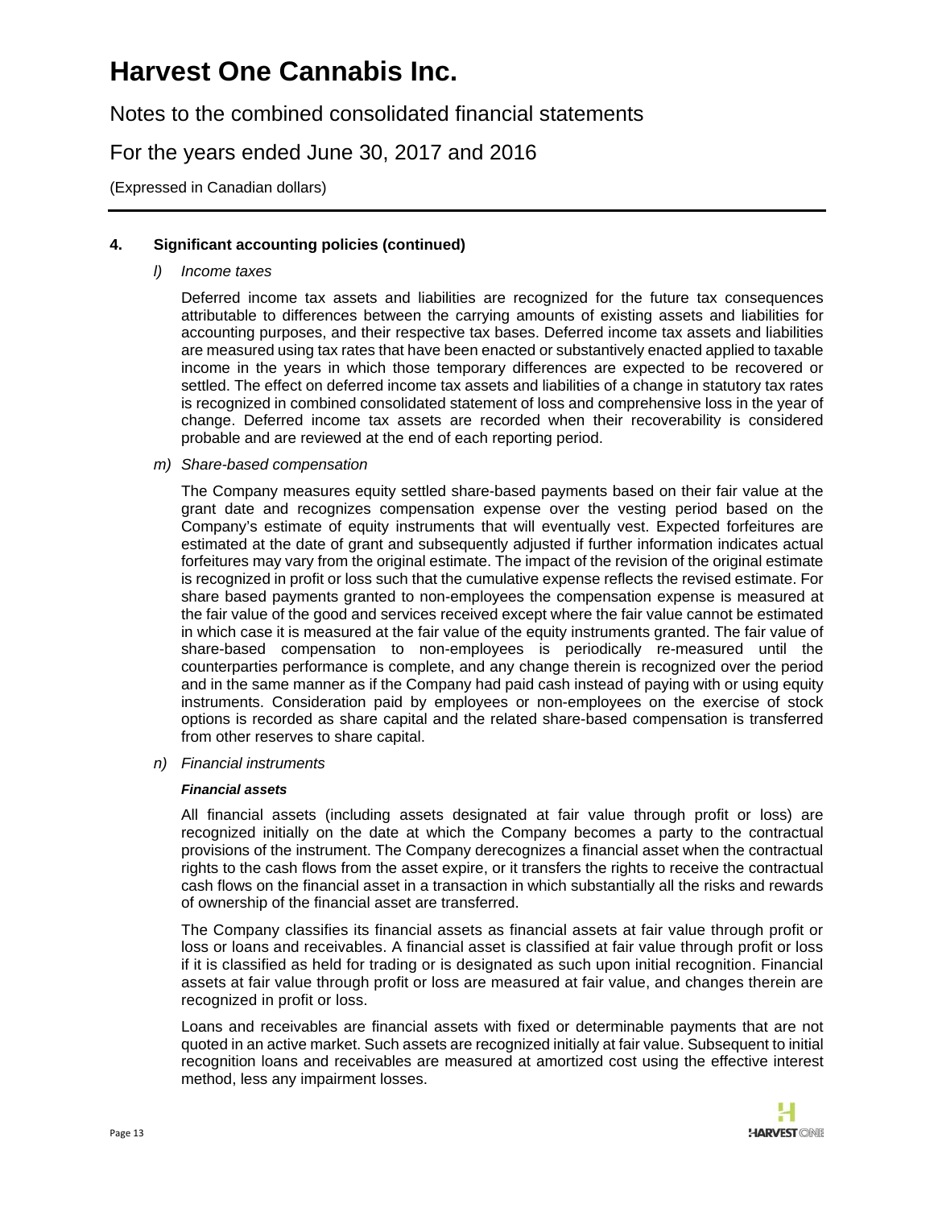## 4. Significant accounting policies (continued)

### *l) Income taxes*

Deferred income tax assets and liabilities are recognized for the future tax consequences attributable to differences between the carrying amounts of existing assets and liabilities for accounting purposes, and their respective tax bases. Deferred income tax assets and liabilities are measured using tax rates that have been enacted or substantively enacted applied to taxable income in the years in which those temporary differences are expected to be recovered or settled. The effect on deferred income tax assets and liabilities of a change in statutory tax rates is recognized in combined consolidated statement of loss and comprehensive loss in the year of change. Deferred income tax assets are recorded when their recoverability is considered probable and are reviewed at the end of each reporting period.

### *m) Share-based compensation*

The Company measures equity settled share-based payments based on their fair value at the grant date and recognizes compensation expense over the vesting period based on the Company's estimate of equity instruments that will eventually vest. Expected forfeitures are estimated at the date of grant and subsequently adjusted if further information indicates actual forfeitures may vary from the original estimate. The impact of the revision of the original estimate is recognized in profit or loss such that the cumulative expense reflects the revised estimate. For share based payments granted to non-employees the compensation expense is measured at the fair value of the good and services received except where the fair value cannot be estimated in which case it is measured at the fair value of the equity instruments granted. The fair value of share-based compensation to non-employees is periodically re-measured until the counterparties performance is complete, and any change therein is recognized over the period and in the same manner as if the Company had paid cash instead of paying with or using equity instruments. Consideration paid by employees or non-employees on the exercise of stock options is recorded as share capital and the related share-based compensation is transferred from other reserves to share capital.

### *n) Financial instruments*

***Financial assets***

All financial assets (including assets designated at fair value through profit or loss) are recognized initially on the date at which the Company becomes a party to the contractual provisions of the instrument. The Company derecognizes a financial asset when the contractual rights to the cash flows from the asset expire, or it transfers the rights to receive the contractual cash flows on the financial asset in a transaction in which substantially all the risks and rewards of ownership of the financial asset are transferred.

The Company classifies its financial assets as financial assets at fair value through profit or loss or loans and receivables. A financial asset is classified at fair value through profit or loss if it is classified as held for trading or is designated as such upon initial recognition. Financial assets at fair value through profit or loss are measured at fair value, and changes therein are recognized in profit or loss.

Loans and receivables are financial assets with fixed or determinable payments that are not quoted in an active market. Such assets are recognized initially at fair value. Subsequent to initial recognition loans and receivables are measured at amortized cost using the effective interest method, less any impairment losses.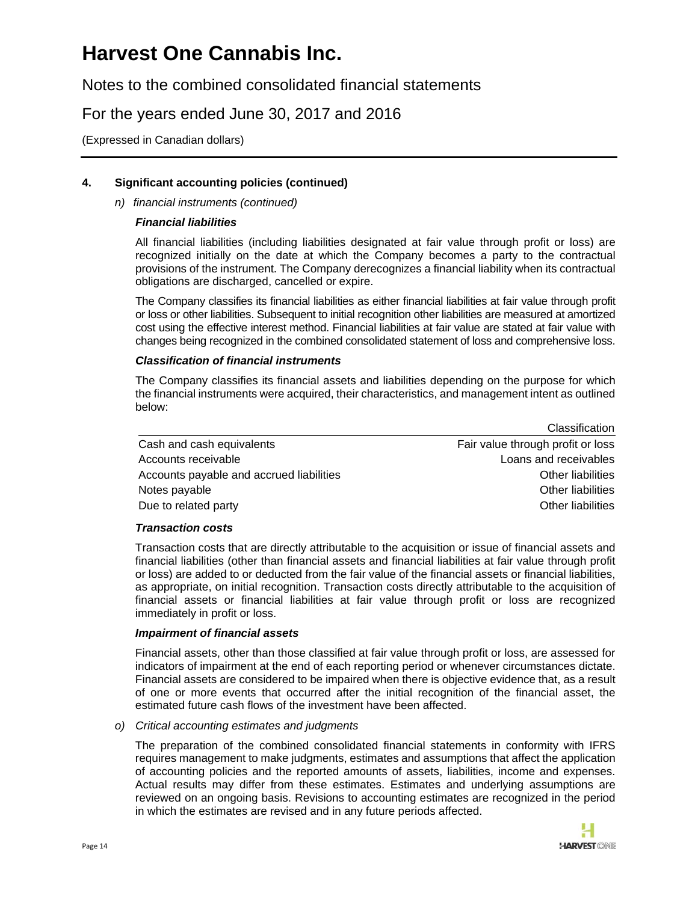## 4. Significant accounting policies (continued)

*n) financial instruments (continued)*

***Financial liabilities***

All financial liabilities (including liabilities designated at fair value through profit or loss) are recognized initially on the date at which the Company becomes a party to the contractual provisions of the instrument. The Company derecognizes a financial liability when its contractual obligations are discharged, cancelled or expire.

The Company classifies its financial liabilities as either financial liabilities at fair value through profit or loss or other liabilities. Subsequent to initial recognition other liabilities are measured at amortized cost using the effective interest method. Financial liabilities at fair value are stated at fair value with changes being recognized in the combined consolidated statement of loss and comprehensive loss.

***Classification of financial instruments***

The Company classifies its financial assets and liabilities depending on the purpose for which the financial instruments were acquired, their characteristics, and management intent as outlined below:

| | Classification |
|---|---|
| Cash and cash equivalents | Fair value through profit or loss |
| Accounts receivable | Loans and receivables |
| Accounts payable and accrued liabilities | Other liabilities |
| Notes payable | Other liabilities |
| Due to related party | Other liabilities |

***Transaction costs***

Transaction costs that are directly attributable to the acquisition or issue of financial assets and financial liabilities (other than financial assets and financial liabilities at fair value through profit or loss) are added to or deducted from the fair value of the financial assets or financial liabilities, as appropriate, on initial recognition. Transaction costs directly attributable to the acquisition of financial assets or financial liabilities at fair value through profit or loss are recognized immediately in profit or loss.

***Impairment of financial assets***

Financial assets, other than those classified at fair value through profit or loss, are assessed for indicators of impairment at the end of each reporting period or whenever circumstances dictate. Financial assets are considered to be impaired when there is objective evidence that, as a result of one or more events that occurred after the initial recognition of the financial asset, the estimated future cash flows of the investment have been affected.

*o) Critical accounting estimates and judgments*

The preparation of the combined consolidated financial statements in conformity with IFRS requires management to make judgments, estimates and assumptions that affect the application of accounting policies and the reported amounts of assets, liabilities, income and expenses. Actual results may differ from these estimates. Estimates and underlying assumptions are reviewed on an ongoing basis. Revisions to accounting estimates are recognized in the period in which the estimates are revised and in any future periods affected.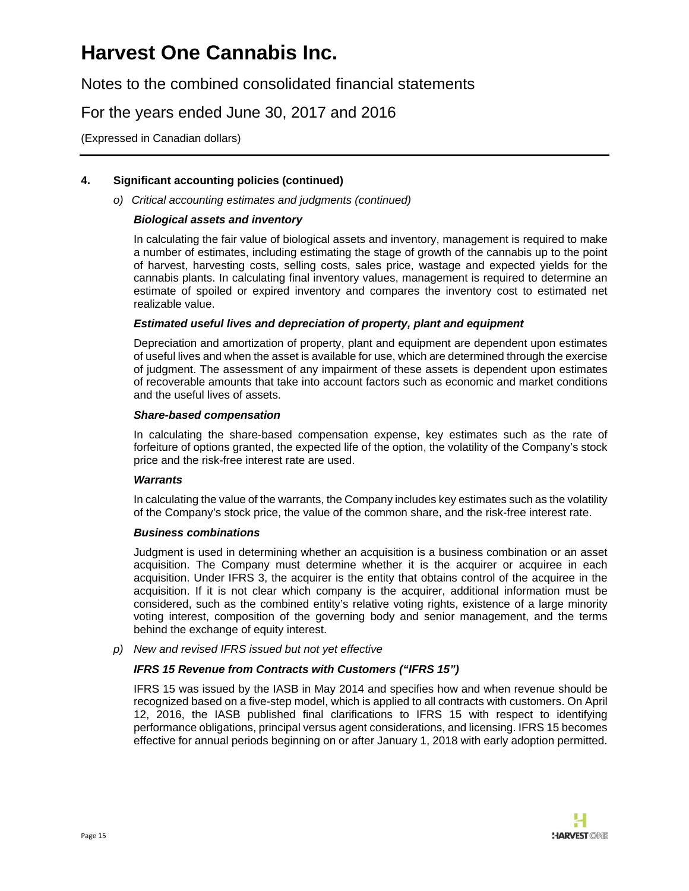## 4. Significant accounting policies (continued)

*o) Critical accounting estimates and judgments (continued)*

***Biological assets and inventory***

In calculating the fair value of biological assets and inventory, management is required to make a number of estimates, including estimating the stage of growth of the cannabis up to the point of harvest, harvesting costs, selling costs, sales price, wastage and expected yields for the cannabis plants. In calculating final inventory values, management is required to determine an estimate of spoiled or expired inventory and compares the inventory cost to estimated net realizable value.

***Estimated useful lives and depreciation of property, plant and equipment***

Depreciation and amortization of property, plant and equipment are dependent upon estimates of useful lives and when the asset is available for use, which are determined through the exercise of judgment. The assessment of any impairment of these assets is dependent upon estimates of recoverable amounts that take into account factors such as economic and market conditions and the useful lives of assets.

***Share-based compensation***

In calculating the share-based compensation expense, key estimates such as the rate of forfeiture of options granted, the expected life of the option, the volatility of the Company's stock price and the risk-free interest rate are used.

***Warrants***

In calculating the value of the warrants, the Company includes key estimates such as the volatility of the Company's stock price, the value of the common share, and the risk-free interest rate.

***Business combinations***

Judgment is used in determining whether an acquisition is a business combination or an asset acquisition. The Company must determine whether it is the acquirer or acquiree in each acquisition. Under IFRS 3, the acquirer is the entity that obtains control of the acquiree in the acquisition. If it is not clear which company is the acquirer, additional information must be considered, such as the combined entity's relative voting rights, existence of a large minority voting interest, composition of the governing body and senior management, and the terms behind the exchange of equity interest.

*p) New and revised IFRS issued but not yet effective*

***IFRS 15 Revenue from Contracts with Customers ("IFRS 15")***

IFRS 15 was issued by the IASB in May 2014 and specifies how and when revenue should be recognized based on a five-step model, which is applied to all contracts with customers. On April 12, 2016, the IASB published final clarifications to IFRS 15 with respect to identifying performance obligations, principal versus agent considerations, and licensing. IFRS 15 becomes effective for annual periods beginning on or after January 1, 2018 with early adoption permitted.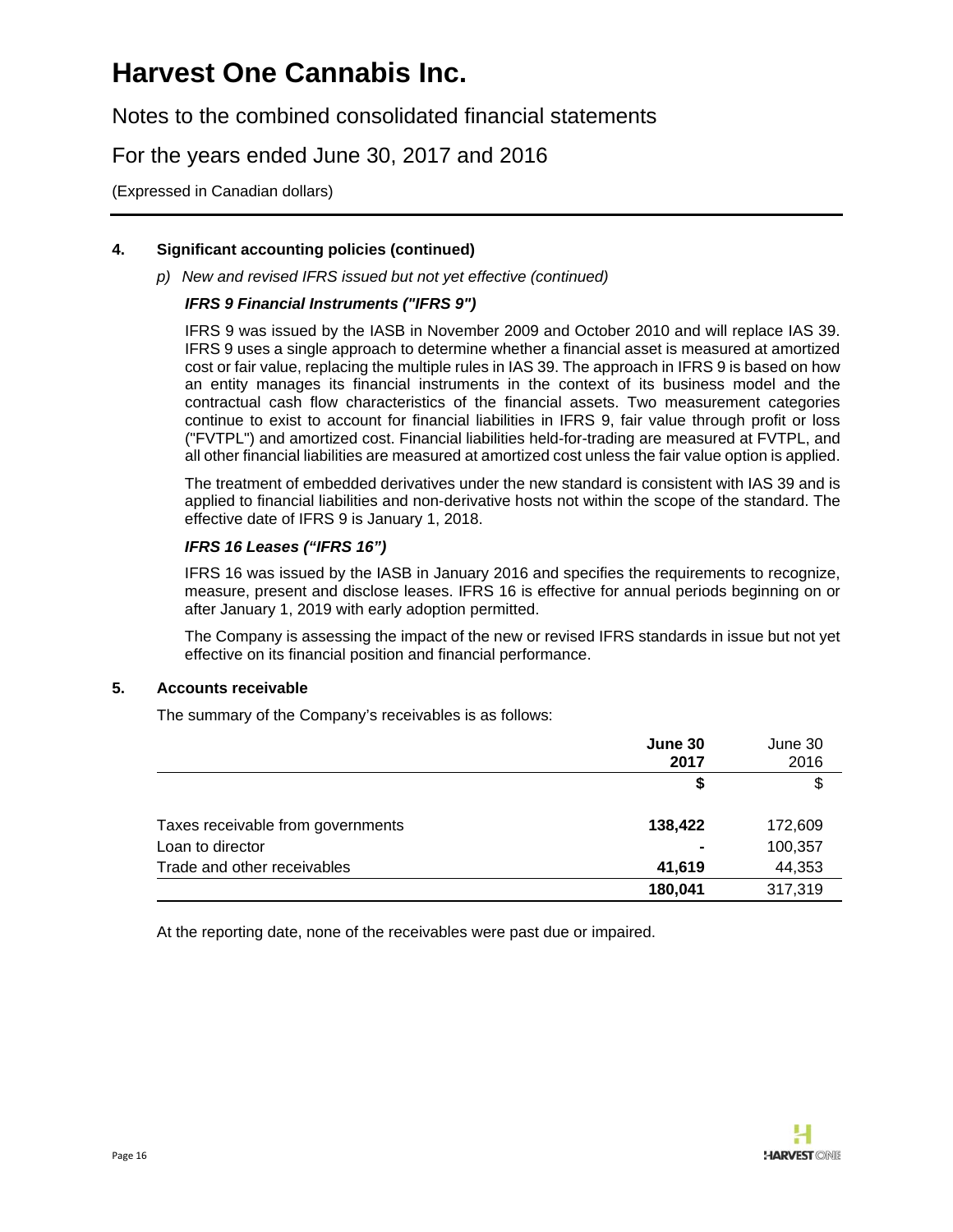# Harvest One Cannabis Inc.

Notes to the combined consolidated financial statements

For the years ended June 30, 2017 and 2016

(Expressed in Canadian dollars)

**4. Significant accounting policies (continued)**

*p) New and revised IFRS issued but not yet effective (continued)*

***IFRS 9 Financial Instruments ("IFRS 9")***

IFRS 9 was issued by the IASB in November 2009 and October 2010 and will replace IAS 39. IFRS 9 uses a single approach to determine whether a financial asset is measured at amortized cost or fair value, replacing the multiple rules in IAS 39. The approach in IFRS 9 is based on how an entity manages its financial instruments in the context of its business model and the contractual cash flow characteristics of the financial assets. Two measurement categories continue to exist to account for financial liabilities in IFRS 9, fair value through profit or loss ("FVTPL") and amortized cost. Financial liabilities held-for-trading are measured at FVTPL, and all other financial liabilities are measured at amortized cost unless the fair value option is applied.

The treatment of embedded derivatives under the new standard is consistent with IAS 39 and is applied to financial liabilities and non-derivative hosts not within the scope of the standard. The effective date of IFRS 9 is January 1, 2018.

***IFRS 16 Leases ("IFRS 16")***

IFRS 16 was issued by the IASB in January 2016 and specifies the requirements to recognize, measure, present and disclose leases. IFRS 16 is effective for annual periods beginning on or after January 1, 2019 with early adoption permitted.

The Company is assessing the impact of the new or revised IFRS standards in issue but not yet effective on its financial position and financial performance.

**5. Accounts receivable**

The summary of the Company's receivables is as follows:

| | **June 30 2017** | June 30 2016 |
|---|---|---|
| | **$** | $ |
| Taxes receivable from governments | **138,422** | 172,609 |
| Loan to director | **-** | 100,357 |
| Trade and other receivables | **41,619** | 44,353 |
| | **180,041** | 317,319 |

At the reporting date, none of the receivables were past due or impaired.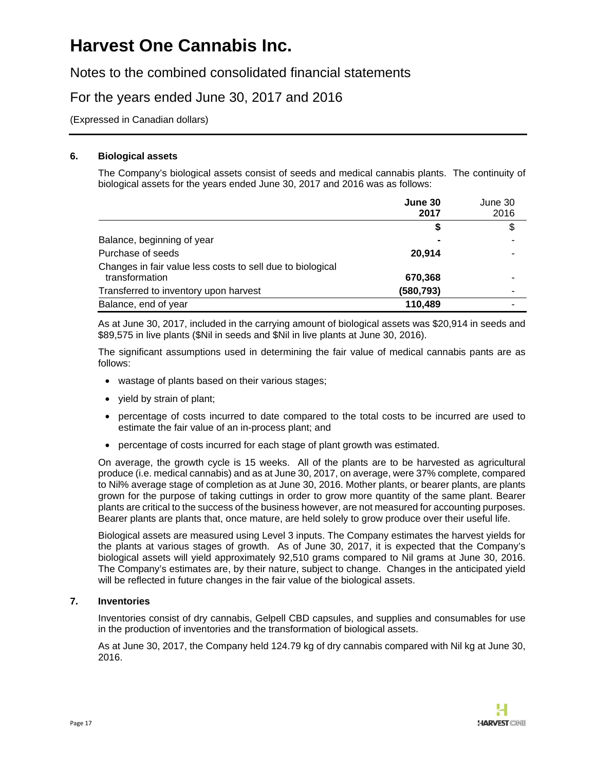# Harvest One Cannabis Inc.

Notes to the combined consolidated financial statements

For the years ended June 30, 2017 and 2016

(Expressed in Canadian dollars)

## 6. Biological assets

The Company's biological assets consist of seeds and medical cannabis plants. The continuity of biological assets for the years ended June 30, 2017 and 2016 was as follows:

| | **June 30 2017** | June 30 2016 |
|---|---|---|
| | **$** | $ |
| Balance, beginning of year | **-** | - |
| Purchase of seeds | **20,914** | - |
| Changes in fair value less costs to sell due to biological transformation | **670,368** | - |
| Transferred to inventory upon harvest | **(580,793)** | - |
| Balance, end of year | **110,489** | - |

As at June 30, 2017, included in the carrying amount of biological assets was $20,914 in seeds and $89,575 in live plants ($Nil in seeds and $Nil in live plants at June 30, 2016).

The significant assumptions used in determining the fair value of medical cannabis pants are as follows:

- wastage of plants based on their various stages;
- yield by strain of plant;
- percentage of costs incurred to date compared to the total costs to be incurred are used to estimate the fair value of an in-process plant; and
- percentage of costs incurred for each stage of plant growth was estimated.

On average, the growth cycle is 15 weeks. All of the plants are to be harvested as agricultural produce (i.e. medical cannabis) and as at June 30, 2017, on average, were 37% complete, compared to Nil% average stage of completion as at June 30, 2016. Mother plants, or bearer plants, are plants grown for the purpose of taking cuttings in order to grow more quantity of the same plant. Bearer plants are critical to the success of the business however, are not measured for accounting purposes. Bearer plants are plants that, once mature, are held solely to grow produce over their useful life.

Biological assets are measured using Level 3 inputs. The Company estimates the harvest yields for the plants at various stages of growth. As of June 30, 2017, it is expected that the Company's biological assets will yield approximately 92,510 grams compared to Nil grams at June 30, 2016. The Company's estimates are, by their nature, subject to change. Changes in the anticipated yield will be reflected in future changes in the fair value of the biological assets.

## 7. Inventories

Inventories consist of dry cannabis, Gelpell CBD capsules, and supplies and consumables for use in the production of inventories and the transformation of biological assets.

As at June 30, 2017, the Company held 124.79 kg of dry cannabis compared with Nil kg at June 30, 2016.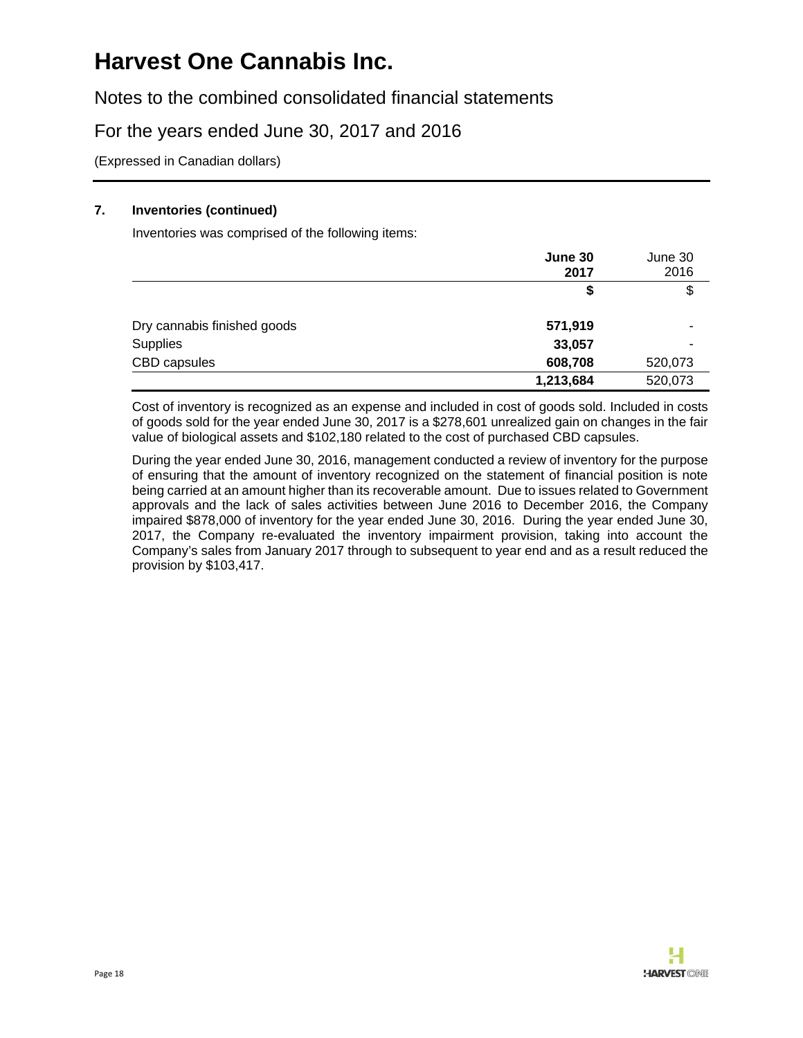### 7. Inventories (continued)

Inventories was comprised of the following items:

| | **June 30 2017** | June 30 2016 |
|---|---|---|
| | **$** | $ |
| Dry cannabis finished goods | **571,919** | - |
| Supplies | **33,057** | - |
| CBD capsules | **608,708** | 520,073 |
| | **1,213,684** | 520,073 |

Cost of inventory is recognized as an expense and included in cost of goods sold. Included in costs of goods sold for the year ended June 30, 2017 is a $278,601 unrealized gain on changes in the fair value of biological assets and $102,180 related to the cost of purchased CBD capsules.

During the year ended June 30, 2016, management conducted a review of inventory for the purpose of ensuring that the amount of inventory recognized on the statement of financial position is note being carried at an amount higher than its recoverable amount. Due to issues related to Government approvals and the lack of sales activities between June 2016 to December 2016, the Company impaired $878,000 of inventory for the year ended June 30, 2016. During the year ended June 30, 2017, the Company re-evaluated the inventory impairment provision, taking into account the Company's sales from January 2017 through to subsequent to year end and as a result reduced the provision by $103,417.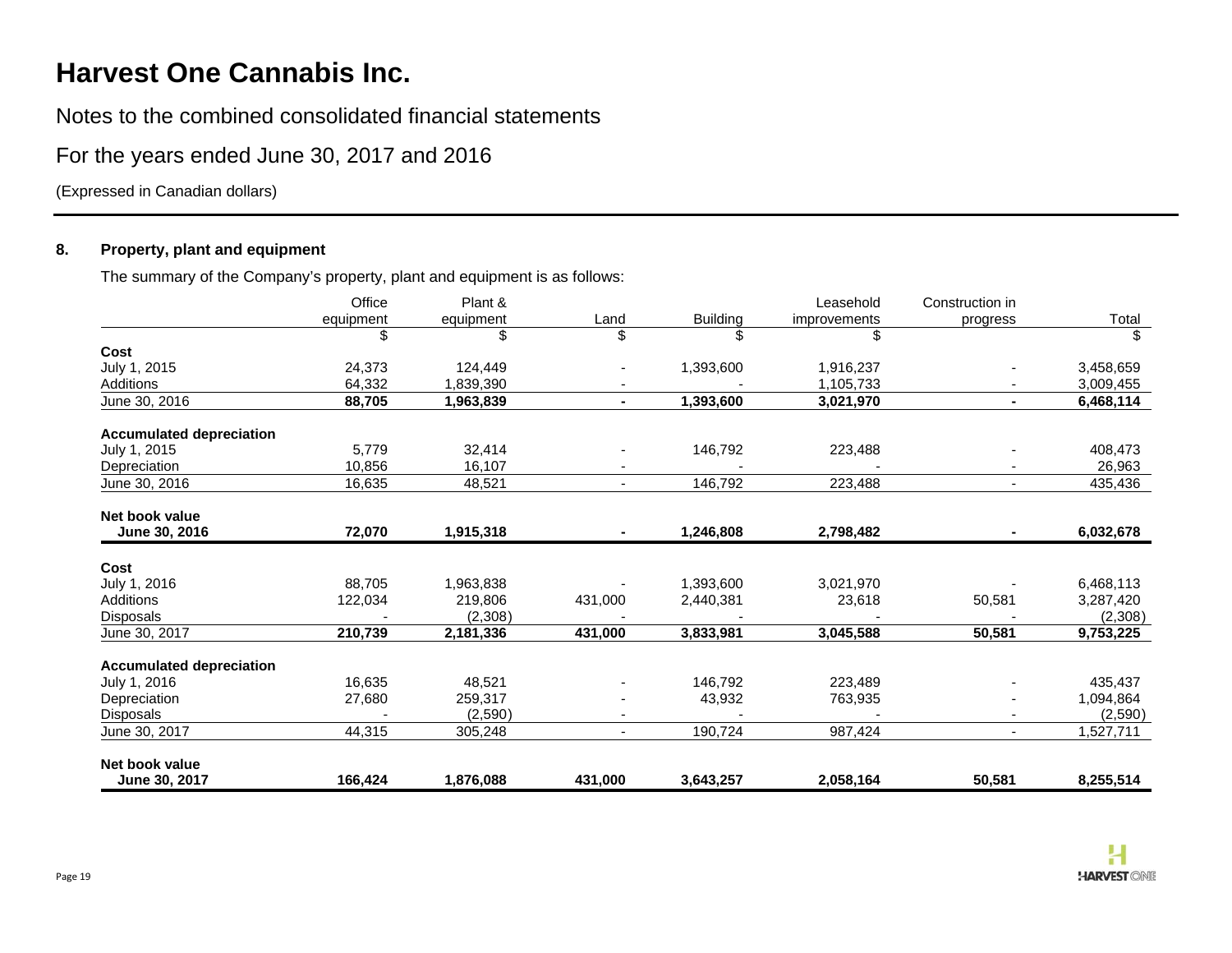# Harvest One Cannabis Inc.

Notes to the combined consolidated financial statements

For the years ended June 30, 2017 and 2016

(Expressed in Canadian dollars)

## 8. Property, plant and equipment

The summary of the Company's property, plant and equipment is as follows:

| | Office equipment | Plant & equipment | Land | Building | Leasehold improvements | Construction in progress | Total |
|---|---|---|---|---|---|---|---|
| | $ | $ | $ | $ | $ | | $ |
| **Cost** | | | | | | | |
| July 1, 2015 | 24,373 | 124,449 | - | 1,393,600 | 1,916,237 | - | 3,458,659 |
| Additions | 64,332 | 1,839,390 | - | - | 1,105,733 | - | 3,009,455 |
| June 30, 2016 | **88,705** | **1,963,839** | **-** | **1,393,600** | **3,021,970** | **-** | **6,468,114** |
| **Accumulated depreciation** | | | | | | | |
| July 1, 2015 | 5,779 | 32,414 | - | 146,792 | 223,488 | - | 408,473 |
| Depreciation | 10,856 | 16,107 | - | - | - | - | 26,963 |
| June 30, 2016 | 16,635 | 48,521 | - | 146,792 | 223,488 | - | 435,436 |
| **Net book value** | | | | | | | |
| **June 30, 2016** | **72,070** | **1,915,318** | **-** | **1,246,808** | **2,798,482** | **-** | **6,032,678** |
| **Cost** | | | | | | | |
| July 1, 2016 | 88,705 | 1,963,838 | - | 1,393,600 | 3,021,970 | - | 6,468,113 |
| Additions | 122,034 | 219,806 | 431,000 | 2,440,381 | 23,618 | 50,581 | 3,287,420 |
| Disposals | - | (2,308) | - | - | - | - | (2,308) |
| June 30, 2017 | **210,739** | **2,181,336** | **431,000** | **3,833,981** | **3,045,588** | **50,581** | **9,753,225** |
| **Accumulated depreciation** | | | | | | | |
| July 1, 2016 | 16,635 | 48,521 | - | 146,792 | 223,489 | - | 435,437 |
| Depreciation | 27,680 | 259,317 | - | 43,932 | 763,935 | - | 1,094,864 |
| Disposals | - | (2,590) | - | - | - | - | (2,590) |
| June 30, 2017 | 44,315 | 305,248 | - | 190,724 | 987,424 | - | 1,527,711 |
| **Net book value** | | | | | | | |
| **June 30, 2017** | **166,424** | **1,876,088** | **431,000** | **3,643,257** | **2,058,164** | **50,581** | **8,255,514** |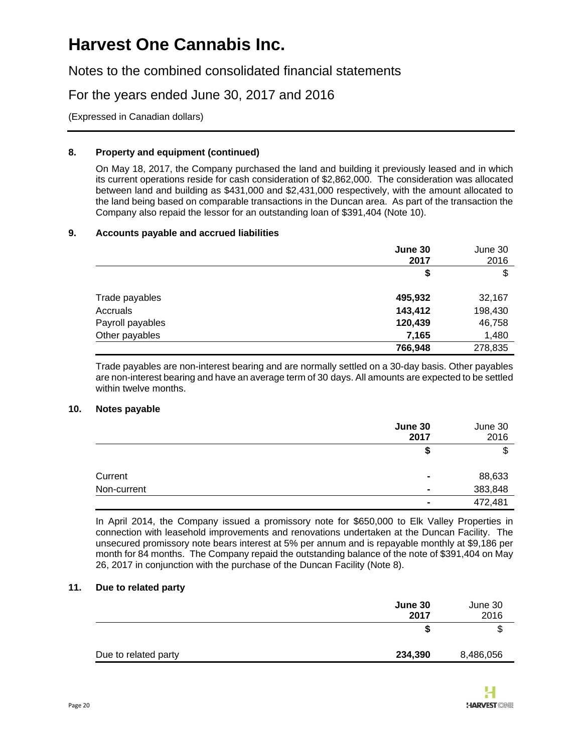# Harvest One Cannabis Inc.

Notes to the combined consolidated financial statements

For the years ended June 30, 2017 and 2016

(Expressed in Canadian dollars)

### 8. Property and equipment (continued)

On May 18, 2017, the Company purchased the land and building it previously leased and in which its current operations reside for cash consideration of $2,862,000. The consideration was allocated between land and building as $431,000 and $2,431,000 respectively, with the amount allocated to the land being based on comparable transactions in the Duncan area. As part of the transaction the Company also repaid the lessor for an outstanding loan of $391,404 (Note 10).

### 9. Accounts payable and accrued liabilities

| | **June 30 2017** | June 30 2016 |
|---|---|---|
| | **$** | $ |
| Trade payables | **495,932** | 32,167 |
| Accruals | **143,412** | 198,430 |
| Payroll payables | **120,439** | 46,758 |
| Other payables | **7,165** | 1,480 |
| | **766,948** | 278,835 |

Trade payables are non-interest bearing and are normally settled on a 30-day basis. Other payables are non-interest bearing and have an average term of 30 days. All amounts are expected to be settled within twelve months.

### 10. Notes payable

| | **June 30 2017** | June 30 2016 |
|---|---|---|
| | **$** | $ |
| Current | **-** | 88,633 |
| Non-current | **-** | 383,848 |
| | **-** | 472,481 |

In April 2014, the Company issued a promissory note for $650,000 to Elk Valley Properties in connection with leasehold improvements and renovations undertaken at the Duncan Facility. The unsecured promissory note bears interest at 5% per annum and is repayable monthly at $9,186 per month for 84 months. The Company repaid the outstanding balance of the note of $391,404 on May 26, 2017 in conjunction with the purchase of the Duncan Facility (Note 8).

### 11. Due to related party

| | **June 30 2017** | June 30 2016 |
|---|---|---|
| | **$** | $ |
| Due to related party | **234,390** | 8,486,056 |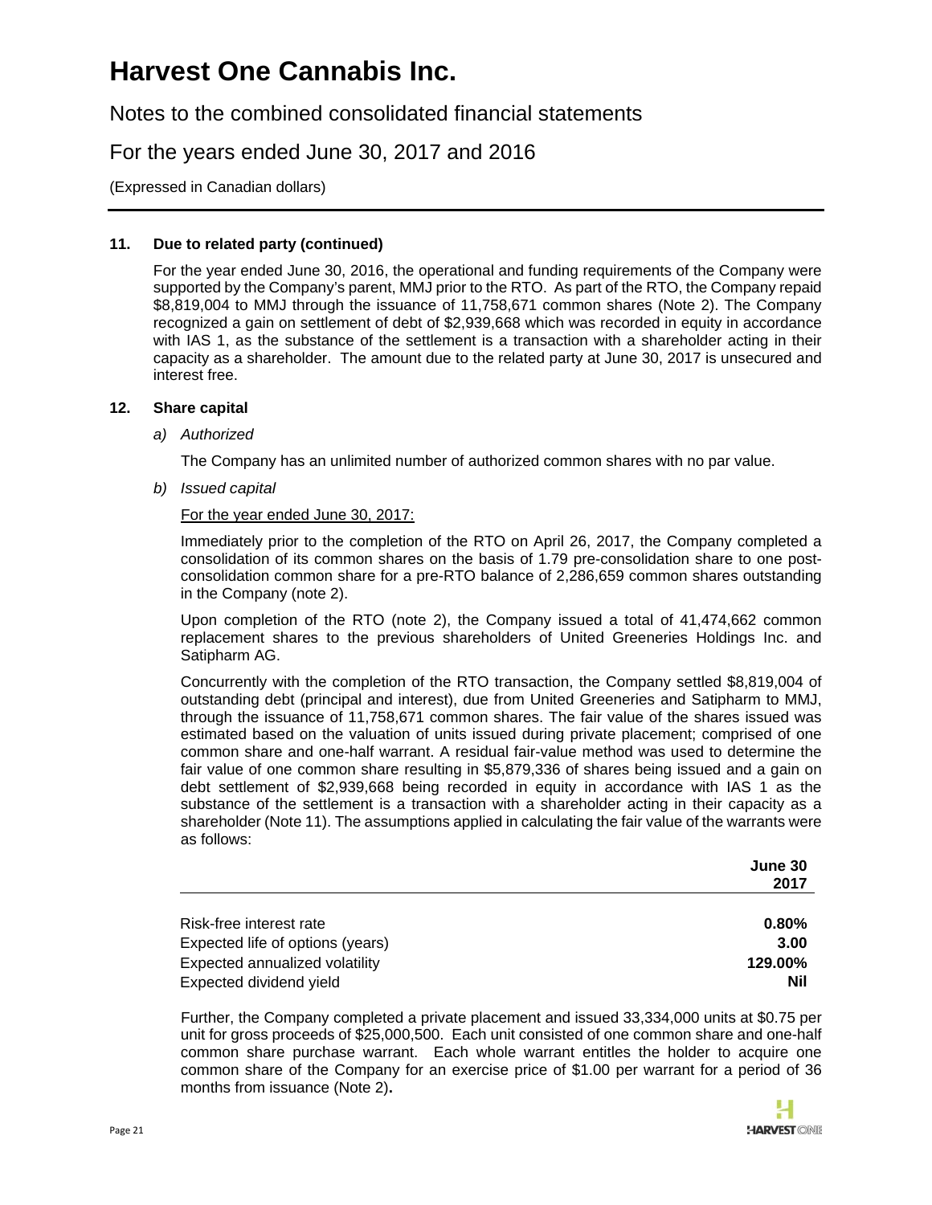# Harvest One Cannabis Inc.

Notes to the combined consolidated financial statements

For the years ended June 30, 2017 and 2016

(Expressed in Canadian dollars)

**11. Due to related party (continued)**

For the year ended June 30, 2016, the operational and funding requirements of the Company were supported by the Company's parent, MMJ prior to the RTO. As part of the RTO, the Company repaid $8,819,004 to MMJ through the issuance of 11,758,671 common shares (Note 2). The Company recognized a gain on settlement of debt of $2,939,668 which was recorded in equity in accordance with IAS 1, as the substance of the settlement is a transaction with a shareholder acting in their capacity as a shareholder. The amount due to the related party at June 30, 2017 is unsecured and interest free.

**12. Share capital**

*a) Authorized*

The Company has an unlimited number of authorized common shares with no par value.

*b) Issued capital*

For the year ended June 30, 2017:

Immediately prior to the completion of the RTO on April 26, 2017, the Company completed a consolidation of its common shares on the basis of 1.79 pre-consolidation share to one post-consolidation common share for a pre-RTO balance of 2,286,659 common shares outstanding in the Company (note 2).

Upon completion of the RTO (note 2), the Company issued a total of 41,474,662 common replacement shares to the previous shareholders of United Greeneries Holdings Inc. and Satipharm AG.

Concurrently with the completion of the RTO transaction, the Company settled $8,819,004 of outstanding debt (principal and interest), due from United Greeneries and Satipharm to MMJ, through the issuance of 11,758,671 common shares. The fair value of the shares issued was estimated based on the valuation of units issued during private placement; comprised of one common share and one-half warrant. A residual fair-value method was used to determine the fair value of one common share resulting in $5,879,336 of shares being issued and a gain on debt settlement of $2,939,668 being recorded in equity in accordance with IAS 1 as the substance of the settlement is a transaction with a shareholder acting in their capacity as a shareholder (Note 11). The assumptions applied in calculating the fair value of the warrants were as follows:

| | June 30 2017 |
|---|---|
| Risk-free interest rate | **0.80%** |
| Expected life of options (years) | **3.00** |
| Expected annualized volatility | **129.00%** |
| Expected dividend yield | **Nil** |

Further, the Company completed a private placement and issued 33,334,000 units at $0.75 per unit for gross proceeds of $25,000,500. Each unit consisted of one common share and one-half common share purchase warrant. Each whole warrant entitles the holder to acquire one common share of the Company for an exercise price of $1.00 per warrant for a period of 36 months from issuance (Note 2).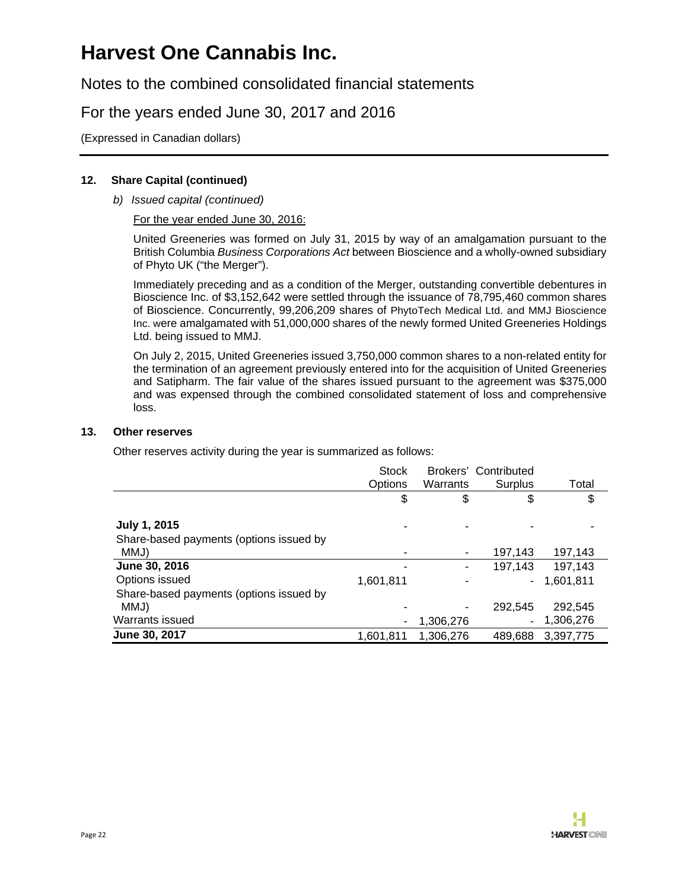# Harvest One Cannabis Inc.

Notes to the combined consolidated financial statements

For the years ended June 30, 2017 and 2016

(Expressed in Canadian dollars)

**12. Share Capital (continued)**

*b) Issued capital (continued)*

For the year ended June 30, 2016:

United Greeneries was formed on July 31, 2015 by way of an amalgamation pursuant to the British Columbia *Business Corporations Act* between Bioscience and a wholly-owned subsidiary of Phyto UK ("the Merger").

Immediately preceding and as a condition of the Merger, outstanding convertible debentures in Bioscience Inc. of $3,152,642 were settled through the issuance of 78,795,460 common shares of Bioscience. Concurrently, 99,206,209 shares of PhytoTech Medical Ltd. and MMJ Bioscience Inc. were amalgamated with 51,000,000 shares of the newly formed United Greeneries Holdings Ltd. being issued to MMJ.

On July 2, 2015, United Greeneries issued 3,750,000 common shares to a non-related entity for the termination of an agreement previously entered into for the acquisition of United Greeneries and Satipharm. The fair value of the shares issued pursuant to the agreement was $375,000 and was expensed through the combined consolidated statement of loss and comprehensive loss.

**13. Other reserves**

Other reserves activity during the year is summarized as follows:

| | Stock Options | Brokers' Warrants | Contributed Surplus | Total |
|---|---|---|---|---|
| | $ | $ | $ | $ |
| **July 1, 2015** | - | - | - | - |
| Share-based payments (options issued by MMJ) | - | - | 197,143 | 197,143 |
| **June 30, 2016** | - | - | 197,143 | 197,143 |
| Options issued | 1,601,811 | - | - | 1,601,811 |
| Share-based payments (options issued by MMJ) | - | - | 292,545 | 292,545 |
| Warrants issued | - | 1,306,276 | - | 1,306,276 |
| **June 30, 2017** | 1,601,811 | 1,306,276 | 489,688 | 3,397,775 |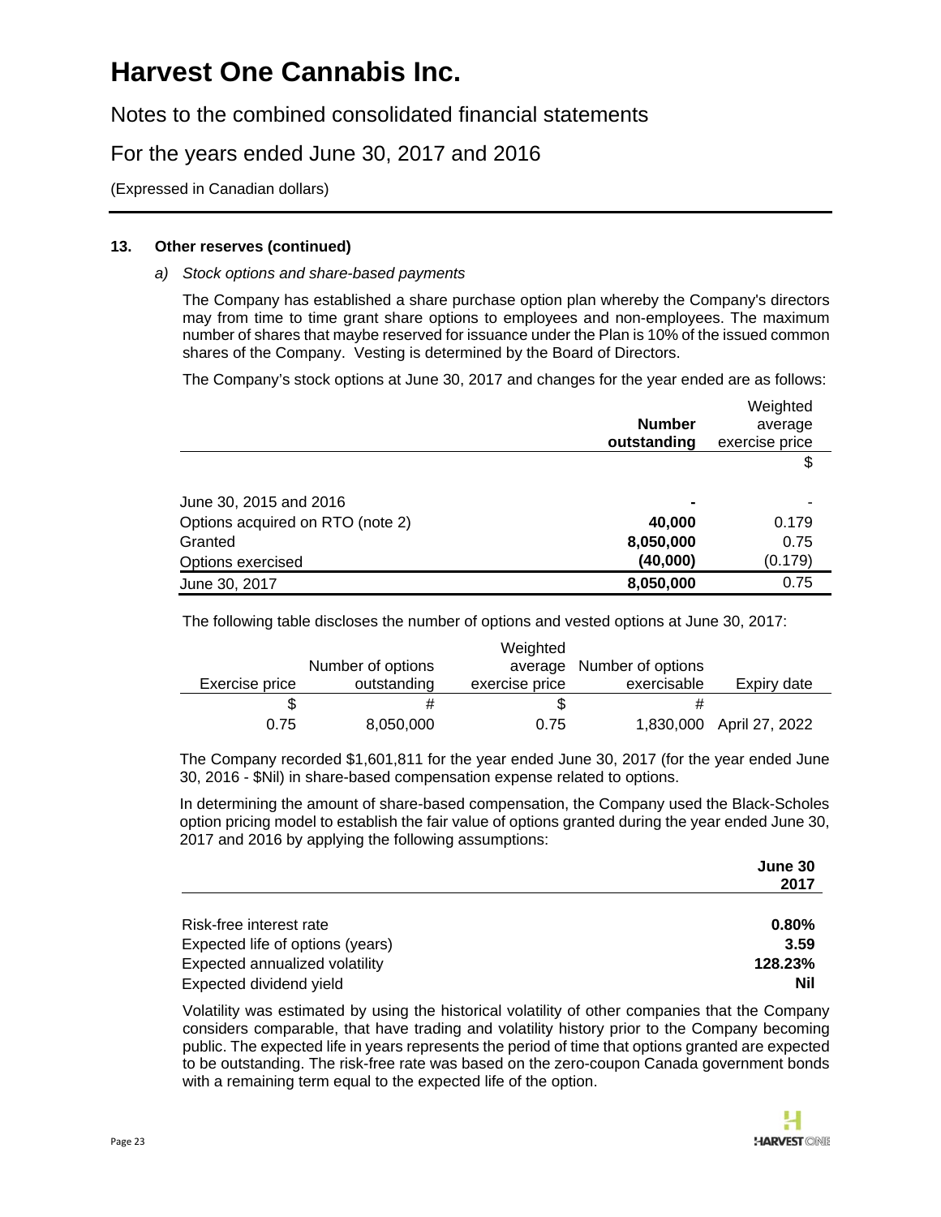### 13. Other reserves (continued)

*a) Stock options and share-based payments*

The Company has established a share purchase option plan whereby the Company's directors may from time to time grant share options to employees and non-employees. The maximum number of shares that maybe reserved for issuance under the Plan is 10% of the issued common shares of the Company. Vesting is determined by the Board of Directors.

The Company's stock options at June 30, 2017 and changes for the year ended are as follows:

| | **Number outstanding** | Weighted average exercise price |
|---|---|---|
| | | $ |
| June 30, 2015 and 2016 | **-** | - |
| Options acquired on RTO (note 2) | **40,000** | 0.179 |
| Granted | **8,050,000** | 0.75 |
| Options exercised | **(40,000)** | (0.179) |
| June 30, 2017 | **8,050,000** | 0.75 |

The following table discloses the number of options and vested options at June 30, 2017:

| Exercise price | Number of options outstanding | Weighted average exercise price | Number of options exercisable | Expiry date |
|---|---|---|---|---|
| $ | # | $ | # | |
| 0.75 | 8,050,000 | 0.75 | 1,830,000 | April 27, 2022 |

The Company recorded $1,601,811 for the year ended June 30, 2017 (for the year ended June 30, 2016 - $Nil) in share-based compensation expense related to options.

In determining the amount of share-based compensation, the Company used the Black-Scholes option pricing model to establish the fair value of options granted during the year ended June 30, 2017 and 2016 by applying the following assumptions:

| | **June 30 2017** |
|---|---|
| Risk-free interest rate | **0.80%** |
| Expected life of options (years) | **3.59** |
| Expected annualized volatility | **128.23%** |
| Expected dividend yield | **Nil** |

Volatility was estimated by using the historical volatility of other companies that the Company considers comparable, that have trading and volatility history prior to the Company becoming public. The expected life in years represents the period of time that options granted are expected to be outstanding. The risk-free rate was based on the zero-coupon Canada government bonds with a remaining term equal to the expected life of the option.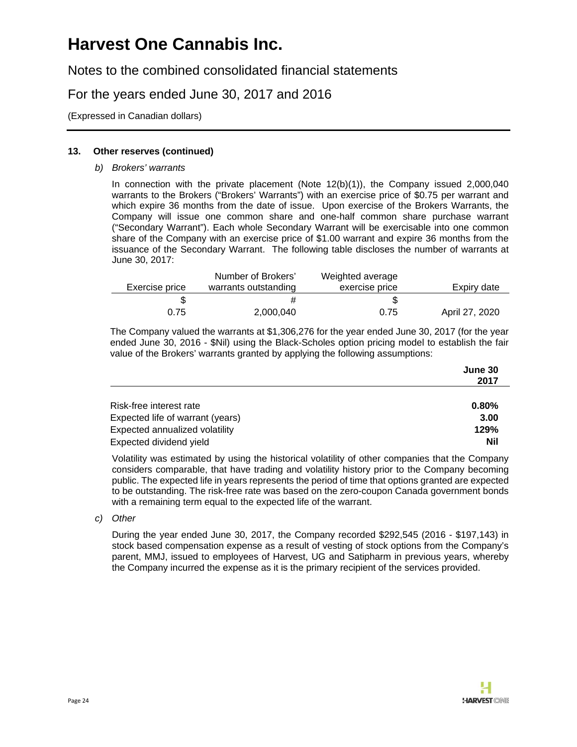### 13. Other reserves (continued)

*b) Brokers' warrants*

In connection with the private placement (Note 12(b)(1)), the Company issued 2,000,040 warrants to the Brokers ("Brokers' Warrants") with an exercise price of $0.75 per warrant and which expire 36 months from the date of issue. Upon exercise of the Brokers Warrants, the Company will issue one common share and one-half common share purchase warrant ("Secondary Warrant"). Each whole Secondary Warrant will be exercisable into one common share of the Company with an exercise price of $1.00 warrant and expire 36 months from the issuance of the Secondary Warrant. The following table discloses the number of warrants at June 30, 2017:

| Exercise price | Number of Brokers' warrants outstanding | Weighted average exercise price | Expiry date |
|---|---|---|---|
| $ | # | $ | |
| 0.75 | 2,000,040 | 0.75 | April 27, 2020 |

The Company valued the warrants at $1,306,276 for the year ended June 30, 2017 (for the year ended June 30, 2016 - $Nil) using the Black-Scholes option pricing model to establish the fair value of the Brokers' warrants granted by applying the following assumptions:

| | **June 30 2017** |
|---|---|
| Risk-free interest rate | **0.80%** |
| Expected life of warrant (years) | **3.00** |
| Expected annualized volatility | **129%** |
| Expected dividend yield | **Nil** |

Volatility was estimated by using the historical volatility of other companies that the Company considers comparable, that have trading and volatility history prior to the Company becoming public. The expected life in years represents the period of time that options granted are expected to be outstanding. The risk-free rate was based on the zero-coupon Canada government bonds with a remaining term equal to the expected life of the warrant.

*c) Other*

During the year ended June 30, 2017, the Company recorded $292,545 (2016 - $197,143) in stock based compensation expense as a result of vesting of stock options from the Company's parent, MMJ, issued to employees of Harvest, UG and Satipharm in previous years, whereby the Company incurred the expense as it is the primary recipient of the services provided.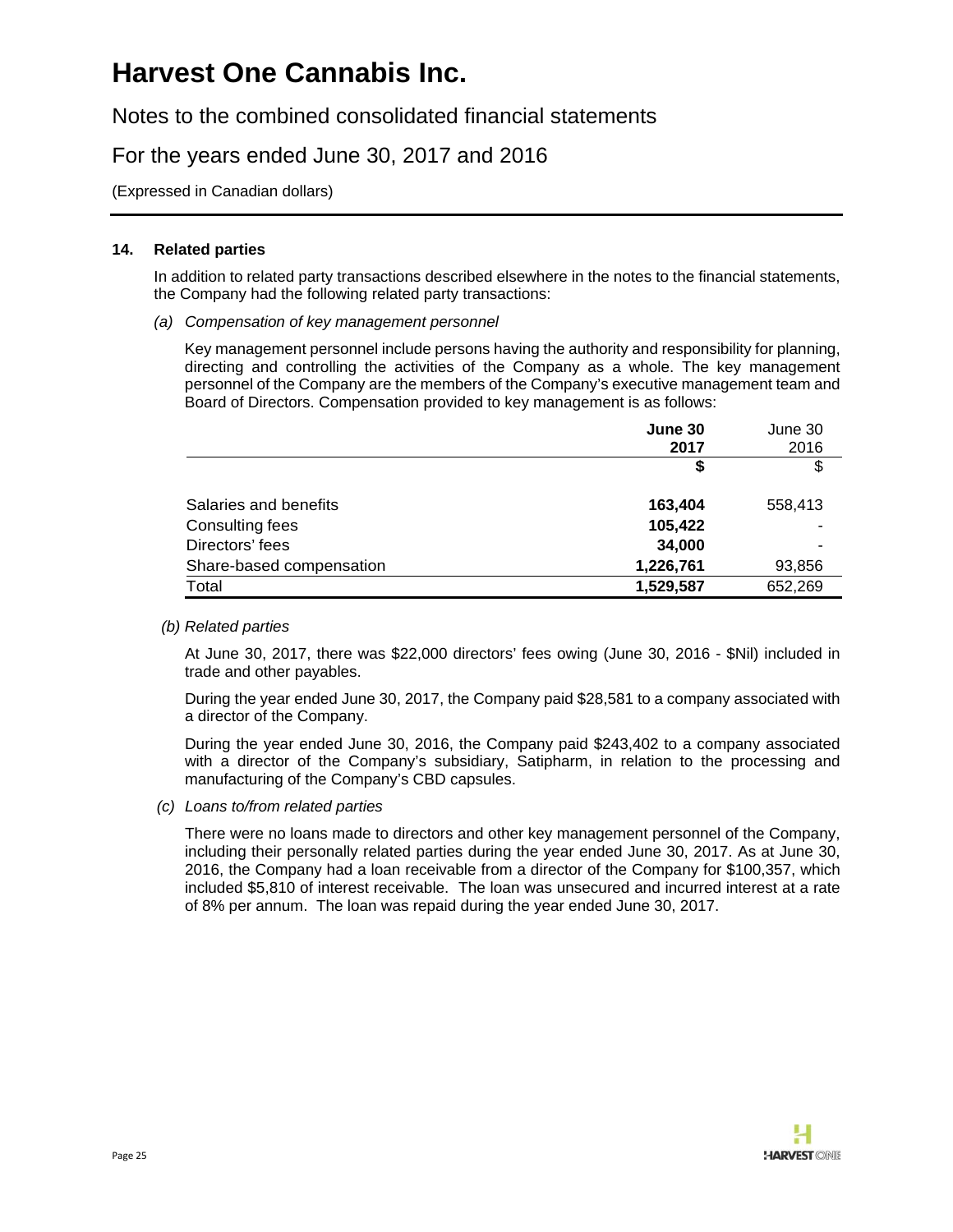### 14. Related parties

In addition to related party transactions described elsewhere in the notes to the financial statements, the Company had the following related party transactions:

*(a) Compensation of key management personnel*

Key management personnel include persons having the authority and responsibility for planning, directing and controlling the activities of the Company as a whole. The key management personnel of the Company are the members of the Company's executive management team and Board of Directors. Compensation provided to key management is as follows:

| | **June 30 2017** | June 30 2016 |
|---|---|---|
| | **$** | $ |
| Salaries and benefits | **163,404** | 558,413 |
| Consulting fees | **105,422** | - |
| Directors' fees | **34,000** | - |
| Share-based compensation | **1,226,761** | 93,856 |
| Total | **1,529,587** | 652,269 |

*(b) Related parties*

At June 30, 2017, there was $22,000 directors' fees owing (June 30, 2016 - $Nil) included in trade and other payables.

During the year ended June 30, 2017, the Company paid $28,581 to a company associated with a director of the Company.

During the year ended June 30, 2016, the Company paid $243,402 to a company associated with a director of the Company's subsidiary, Satipharm, in relation to the processing and manufacturing of the Company's CBD capsules.

*(c) Loans to/from related parties*

There were no loans made to directors and other key management personnel of the Company, including their personally related parties during the year ended June 30, 2017. As at June 30, 2016, the Company had a loan receivable from a director of the Company for $100,357, which included $5,810 of interest receivable. The loan was unsecured and incurred interest at a rate of 8% per annum. The loan was repaid during the year ended June 30, 2017.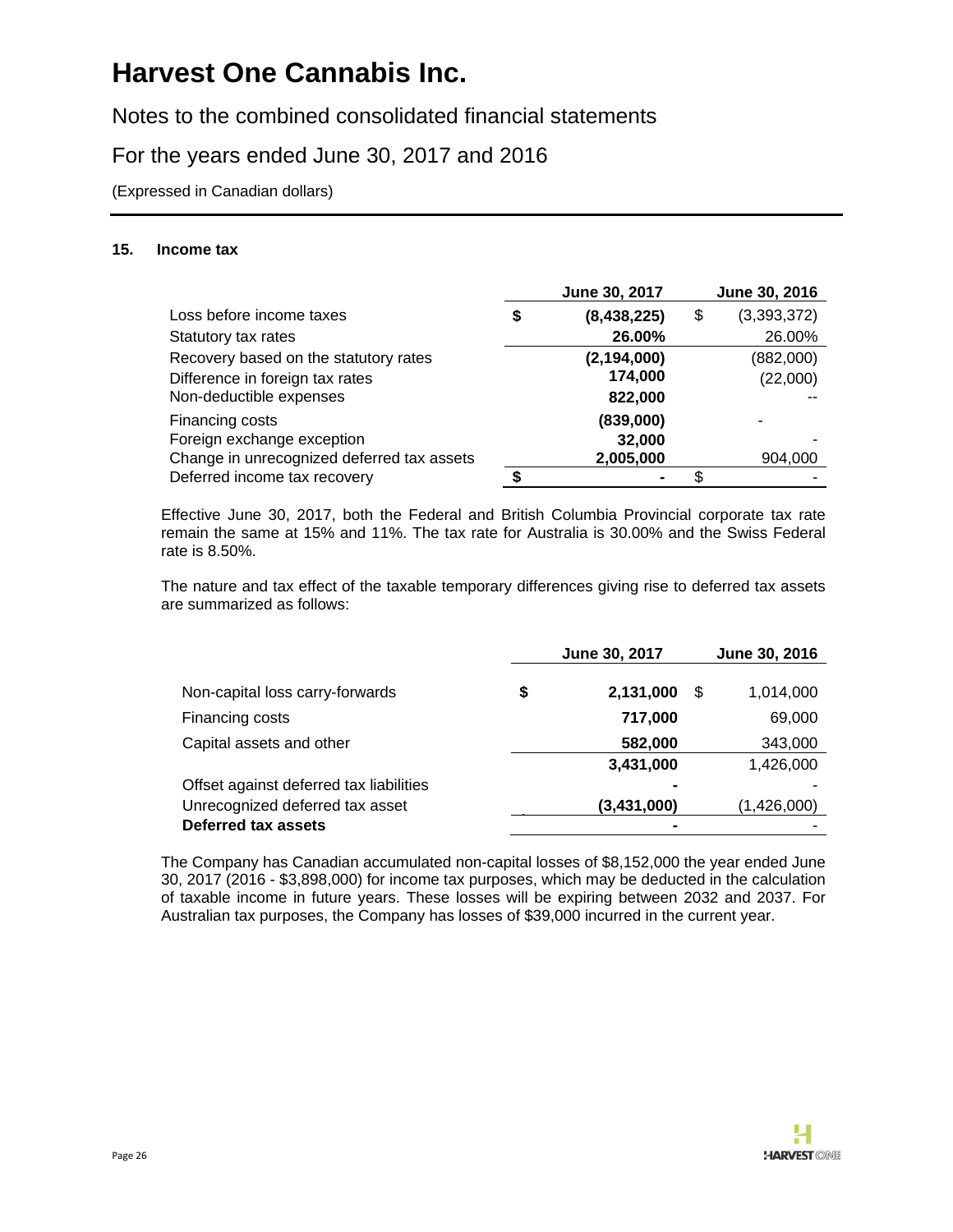# Harvest One Cannabis Inc.

Notes to the combined consolidated financial statements

For the years ended June 30, 2017 and 2016

(Expressed in Canadian dollars)

### 15. Income tax

| | June 30, 2017 | June 30, 2016 |
|---|---|---|
| Loss before income taxes | $ (8,438,225) | $ (3,393,372) |
| Statutory tax rates | 26.00% | 26.00% |
| Recovery based on the statutory rates | (2,194,000) | (882,000) |
| Difference in foreign tax rates | 174,000 | (22,000) |
| Non-deductible expenses | 822,000 | -- |
| Financing costs | (839,000) | - |
| Foreign exchange exception | 32,000 | - |
| Change in unrecognized deferred tax assets | 2,005,000 | 904,000 |
| Deferred income tax recovery | $ - | $ - |

Effective June 30, 2017, both the Federal and British Columbia Provincial corporate tax rate remain the same at 15% and 11%. The tax rate for Australia is 30.00% and the Swiss Federal rate is 8.50%.

The nature and tax effect of the taxable temporary differences giving rise to deferred tax assets are summarized as follows:

| | June 30, 2017 | June 30, 2016 |
|---|---|---|
| Non-capital loss carry-forwards | $ 2,131,000 | $ 1,014,000 |
| Financing costs | 717,000 | 69,000 |
| Capital assets and other | 582,000 | 343,000 |
| | 3,431,000 | 1,426,000 |
| Offset against deferred tax liabilities | - | - |
| Unrecognized deferred tax asset | (3,431,000) | (1,426,000) |
| **Deferred tax assets** | - | - |

The Company has Canadian accumulated non-capital losses of $8,152,000 the year ended June 30, 2017 (2016 - $3,898,000) for income tax purposes, which may be deducted in the calculation of taxable income in future years. These losses will be expiring between 2032 and 2037. For Australian tax purposes, the Company has losses of $39,000 incurred in the current year.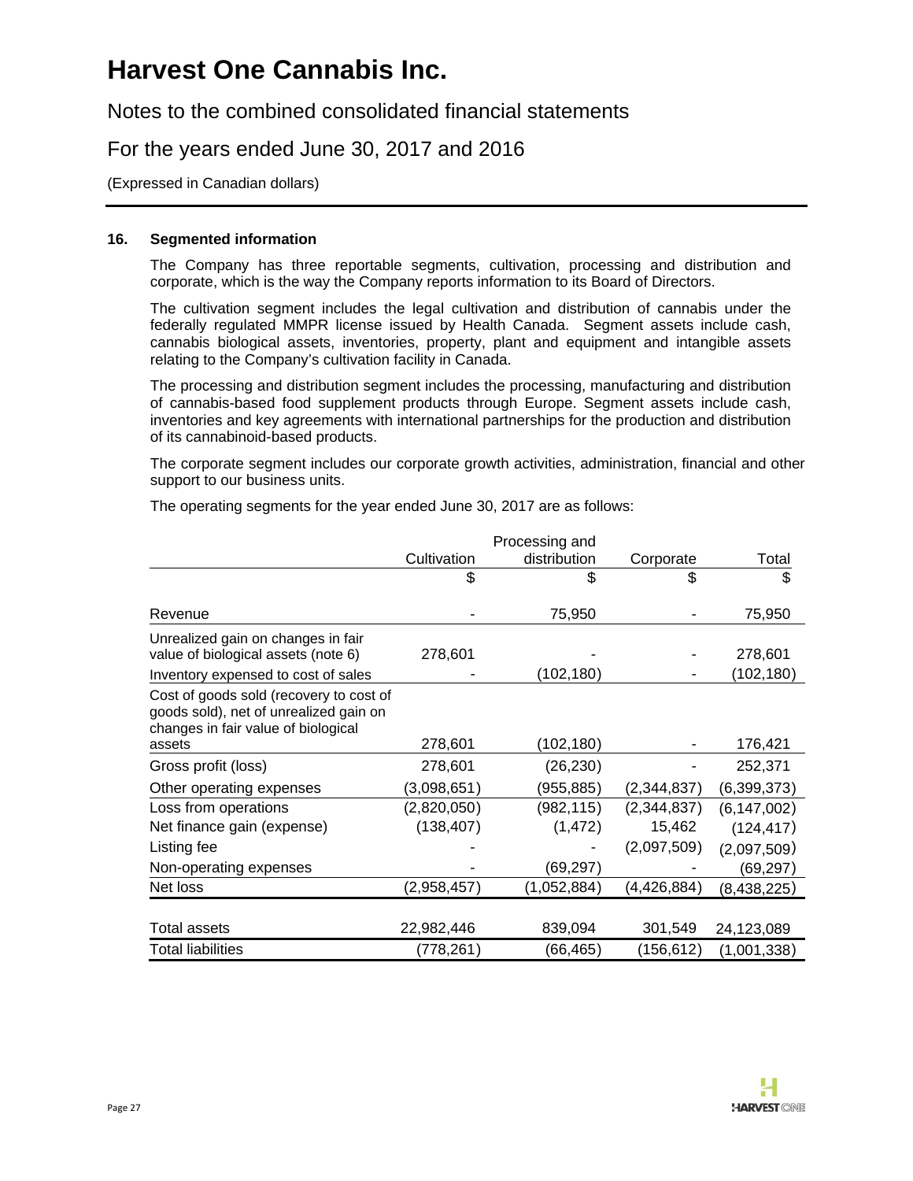# Harvest One Cannabis Inc.

Notes to the combined consolidated financial statements

For the years ended June 30, 2017 and 2016

(Expressed in Canadian dollars)

### 16. Segmented information

The Company has three reportable segments, cultivation, processing and distribution and corporate, which is the way the Company reports information to its Board of Directors.

The cultivation segment includes the legal cultivation and distribution of cannabis under the federally regulated MMPR license issued by Health Canada. Segment assets include cash, cannabis biological assets, inventories, property, plant and equipment and intangible assets relating to the Company's cultivation facility in Canada.

The processing and distribution segment includes the processing, manufacturing and distribution of cannabis-based food supplement products through Europe. Segment assets include cash, inventories and key agreements with international partnerships for the production and distribution of its cannabinoid-based products.

The corporate segment includes our corporate growth activities, administration, financial and other support to our business units.

The operating segments for the year ended June 30, 2017 are as follows:

| | Cultivation | Processing and distribution | Corporate | Total |
|---|---|---|---|---|
| | $ | $ | $ | $ |
| Revenue | - | 75,950 | - | 75,950 |
| Unrealized gain on changes in fair value of biological assets (note 6) | 278,601 | - | - | 278,601 |
| Inventory expensed to cost of sales | - | (102,180) | - | (102,180) |
| Cost of goods sold (recovery to cost of goods sold), net of unrealized gain on changes in fair value of biological assets | 278,601 | (102,180) | - | 176,421 |
| Gross profit (loss) | 278,601 | (26,230) | - | 252,371 |
| Other operating expenses | (3,098,651) | (955,885) | (2,344,837) | (6,399,373) |
| Loss from operations | (2,820,050) | (982,115) | (2,344,837) | (6,147,002) |
| Net finance gain (expense) | (138,407) | (1,472) | 15,462 | (124,417) |
| Listing fee | - | - | (2,097,509) | (2,097,509) |
| Non-operating expenses | - | (69,297) | - | (69,297) |
| Net loss | (2,958,457) | (1,052,884) | (4,426,884) | (8,438,225) |
| | | | | |
| Total assets | 22,982,446 | 839,094 | 301,549 | 24,123,089 |
| Total liabilities | (778,261) | (66,465) | (156,612) | (1,001,338) |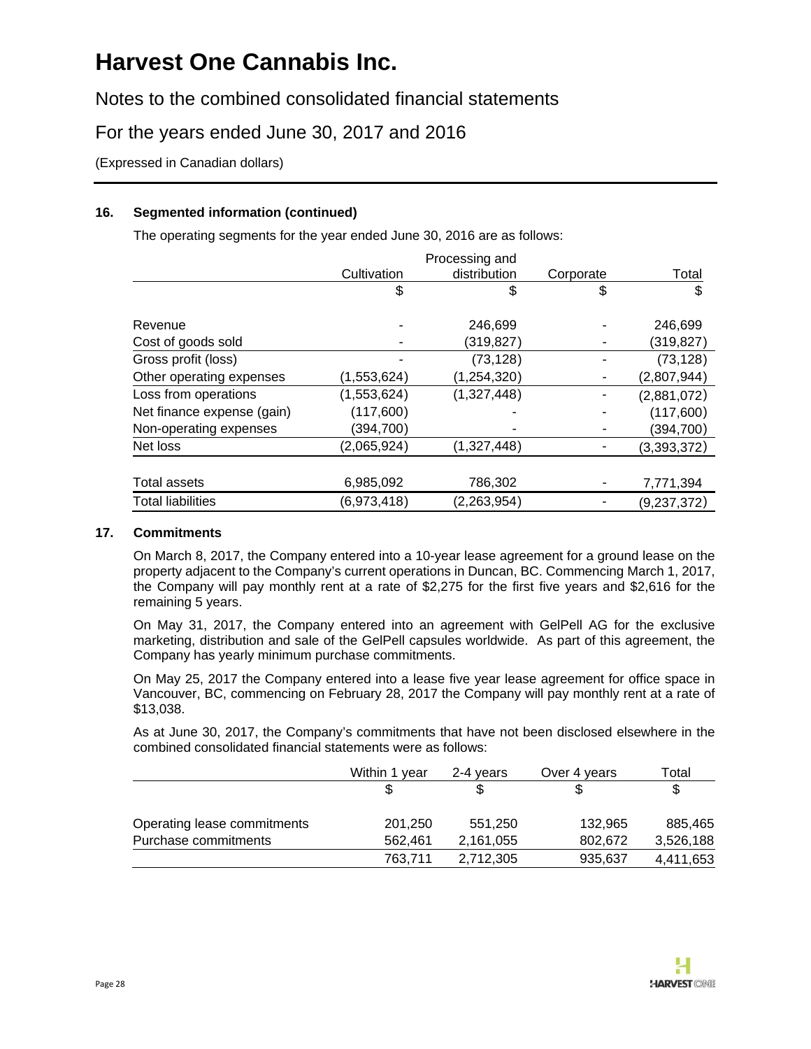# Harvest One Cannabis Inc.

Notes to the combined consolidated financial statements

For the years ended June 30, 2017 and 2016

(Expressed in Canadian dollars)

### 16. Segmented information (continued)

The operating segments for the year ended June 30, 2016 are as follows:

| | Cultivation | Processing and distribution | Corporate | Total |
|---|---|---|---|---|
| | $ | $ | $ | $ |
| Revenue | - | 246,699 | - | 246,699 |
| Cost of goods sold | - | (319,827) | - | (319,827) |
| Gross profit (loss) | - | (73,128) | - | (73,128) |
| Other operating expenses | (1,553,624) | (1,254,320) | - | (2,807,944) |
| Loss from operations | (1,553,624) | (1,327,448) | - | (2,881,072) |
| Net finance expense (gain) | (117,600) | - | - | (117,600) |
| Non-operating expenses | (394,700) | - | - | (394,700) |
| Net loss | (2,065,924) | (1,327,448) | - | (3,393,372) |
| | | | | |
| Total assets | 6,985,092 | 786,302 | - | 7,771,394 |
| Total liabilities | (6,973,418) | (2,263,954) | - | (9,237,372) |

### 17. Commitments

On March 8, 2017, the Company entered into a 10-year lease agreement for a ground lease on the property adjacent to the Company's current operations in Duncan, BC. Commencing March 1, 2017, the Company will pay monthly rent at a rate of $2,275 for the first five years and $2,616 for the remaining 5 years.

On May 31, 2017, the Company entered into an agreement with GelPell AG for the exclusive marketing, distribution and sale of the GelPell capsules worldwide. As part of this agreement, the Company has yearly minimum purchase commitments.

On May 25, 2017 the Company entered into a lease five year lease agreement for office space in Vancouver, BC, commencing on February 28, 2017 the Company will pay monthly rent at a rate of $13,038.

As at June 30, 2017, the Company's commitments that have not been disclosed elsewhere in the combined consolidated financial statements were as follows:

| | Within 1 year | 2-4 years | Over 4 years | Total |
|---|---|---|---|---|
| | $ | $ | $ | $ |
| Operating lease commitments | 201,250 | 551,250 | 132,965 | 885,465 |
| Purchase commitments | 562,461 | 2,161,055 | 802,672 | 3,526,188 |
| | 763,711 | 2,712,305 | 935,637 | 4,411,653 |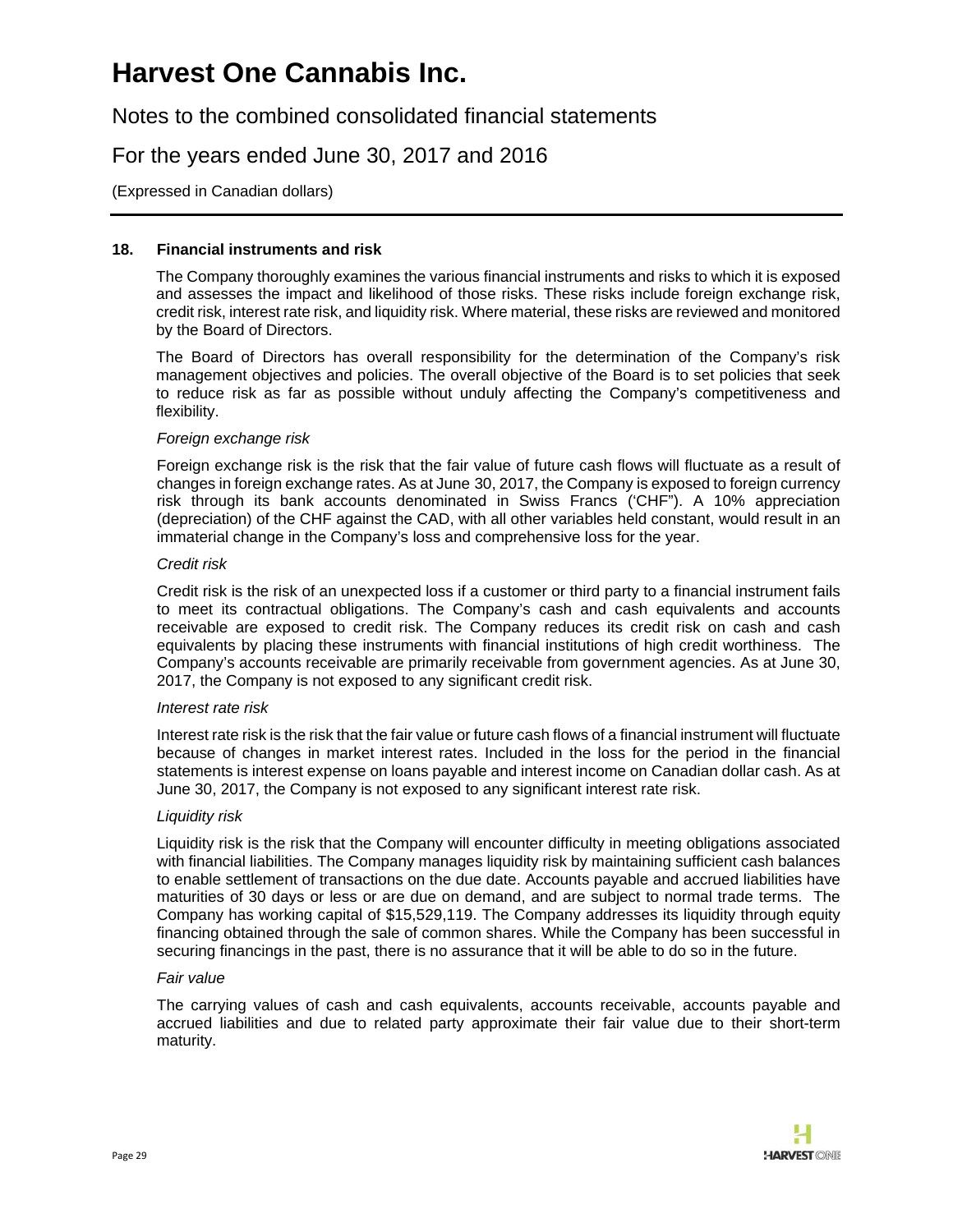## 18. Financial instruments and risk

The Company thoroughly examines the various financial instruments and risks to which it is exposed and assesses the impact and likelihood of those risks. These risks include foreign exchange risk, credit risk, interest rate risk, and liquidity risk. Where material, these risks are reviewed and monitored by the Board of Directors.

The Board of Directors has overall responsibility for the determination of the Company's risk management objectives and policies. The overall objective of the Board is to set policies that seek to reduce risk as far as possible without unduly affecting the Company's competitiveness and flexibility.

*Foreign exchange risk*

Foreign exchange risk is the risk that the fair value of future cash flows will fluctuate as a result of changes in foreign exchange rates. As at June 30, 2017, the Company is exposed to foreign currency risk through its bank accounts denominated in Swiss Francs ('CHF"). A 10% appreciation (depreciation) of the CHF against the CAD, with all other variables held constant, would result in an immaterial change in the Company's loss and comprehensive loss for the year.

*Credit risk*

Credit risk is the risk of an unexpected loss if a customer or third party to a financial instrument fails to meet its contractual obligations. The Company's cash and cash equivalents and accounts receivable are exposed to credit risk. The Company reduces its credit risk on cash and cash equivalents by placing these instruments with financial institutions of high credit worthiness. The Company's accounts receivable are primarily receivable from government agencies. As at June 30, 2017, the Company is not exposed to any significant credit risk.

*Interest rate risk*

Interest rate risk is the risk that the fair value or future cash flows of a financial instrument will fluctuate because of changes in market interest rates. Included in the loss for the period in the financial statements is interest expense on loans payable and interest income on Canadian dollar cash. As at June 30, 2017, the Company is not exposed to any significant interest rate risk.

*Liquidity risk*

Liquidity risk is the risk that the Company will encounter difficulty in meeting obligations associated with financial liabilities. The Company manages liquidity risk by maintaining sufficient cash balances to enable settlement of transactions on the due date. Accounts payable and accrued liabilities have maturities of 30 days or less or are due on demand, and are subject to normal trade terms. The Company has working capital of $15,529,119. The Company addresses its liquidity through equity financing obtained through the sale of common shares. While the Company has been successful in securing financings in the past, there is no assurance that it will be able to do so in the future.

*Fair value*

The carrying values of cash and cash equivalents, accounts receivable, accounts payable and accrued liabilities and due to related party approximate their fair value due to their short-term maturity.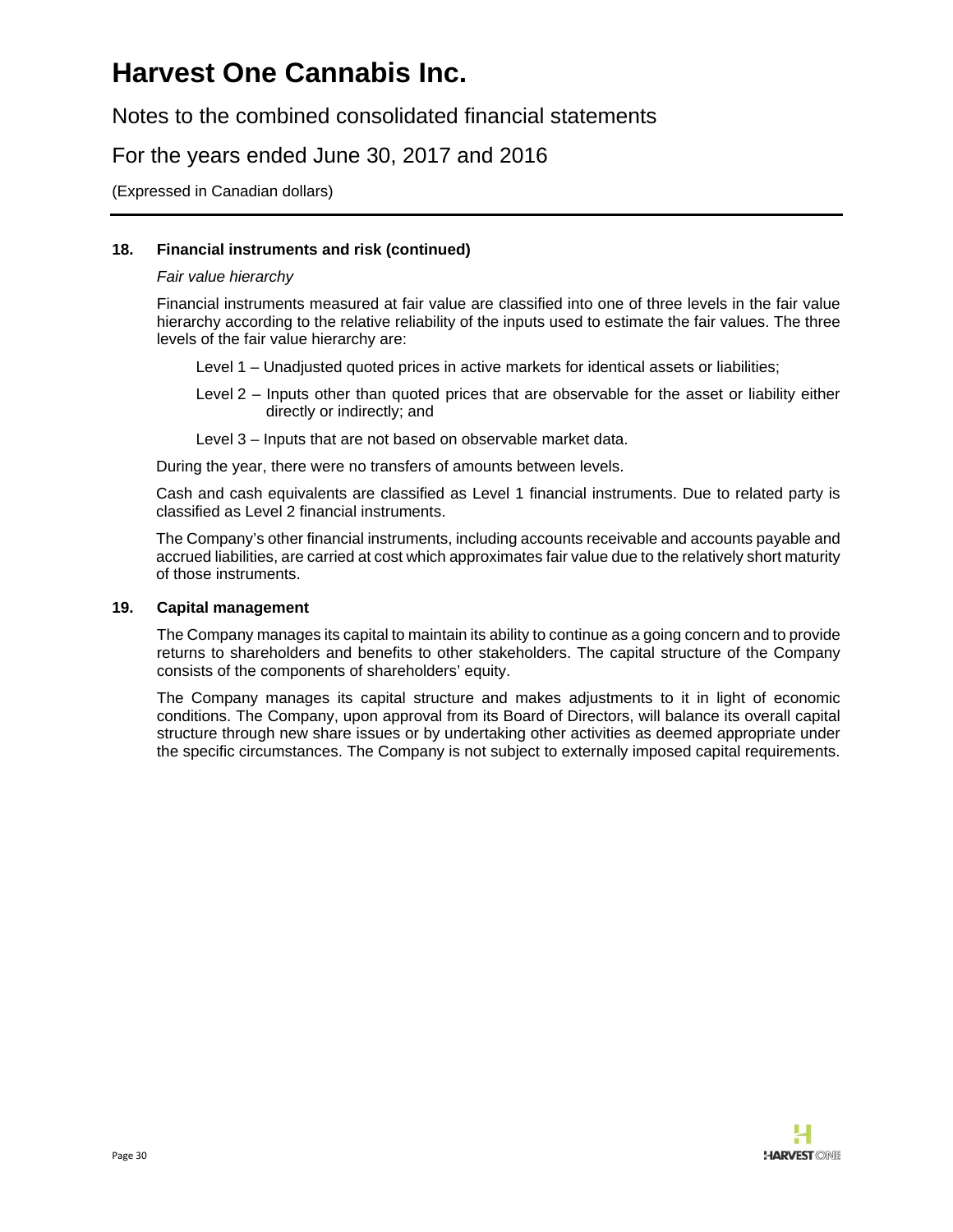## 18. Financial instruments and risk (continued)

*Fair value hierarchy*

Financial instruments measured at fair value are classified into one of three levels in the fair value hierarchy according to the relative reliability of the inputs used to estimate the fair values. The three levels of the fair value hierarchy are:

Level 1 – Unadjusted quoted prices in active markets for identical assets or liabilities;

Level 2 – Inputs other than quoted prices that are observable for the asset or liability either directly or indirectly; and

Level 3 – Inputs that are not based on observable market data.

During the year, there were no transfers of amounts between levels.

Cash and cash equivalents are classified as Level 1 financial instruments. Due to related party is classified as Level 2 financial instruments.

The Company's other financial instruments, including accounts receivable and accounts payable and accrued liabilities, are carried at cost which approximates fair value due to the relatively short maturity of those instruments.

## 19. Capital management

The Company manages its capital to maintain its ability to continue as a going concern and to provide returns to shareholders and benefits to other stakeholders. The capital structure of the Company consists of the components of shareholders' equity.

The Company manages its capital structure and makes adjustments to it in light of economic conditions. The Company, upon approval from its Board of Directors, will balance its overall capital structure through new share issues or by undertaking other activities as deemed appropriate under the specific circumstances. The Company is not subject to externally imposed capital requirements.